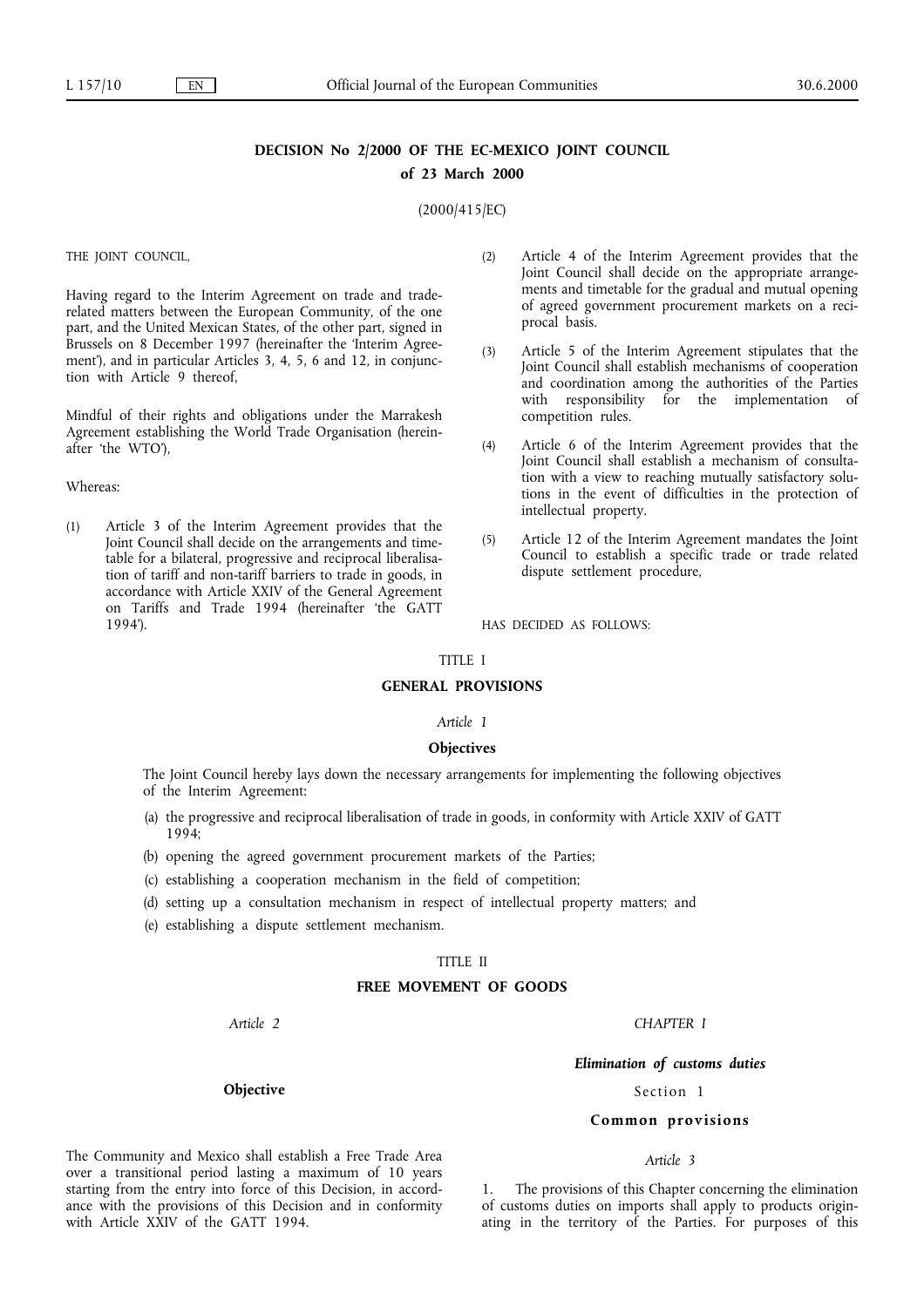# DECISION No 2/2000 OF THE EC-MEXICO JOINT COUNCIL of 23 March 2000

(2000/415/EC)

THE JOINT COUNCIL,

Having regard to the Interim Agreement on trade and trade-related matters between the European Community, of the one part, and the United Mexican States, of the other part, signed in Brussels on 8 December 1997 (hereinafter the 'Interim Agreement'), and in particular Articles 3, 4, 5, 6 and 12, in conjunction with Article 9 thereof,

Mindful of their rights and obligations under the Marrakesh Agreement establishing the World Trade Organisation (hereinafter 'the WTO'),

Whereas:

(1) Article 3 of the Interim Agreement provides that the Joint Council shall decide on the arrangements and timetable for a bilateral, progressive and reciprocal liberalisation of tariff and non-tariff barriers to trade in goods, in accordance with Article XXIV of the General Agreement on Tariffs and Trade 1994 (hereinafter 'the GATT 1994').

(2) Article 4 of the Interim Agreement provides that the Joint Council shall decide on the appropriate arrangements and timetable for the gradual and mutual opening of agreed government procurement markets on a reciprocal basis.

(3) Article 5 of the Interim Agreement stipulates that the Joint Council shall establish mechanisms of cooperation and coordination among the authorities of the Parties with responsibility for the implementation of competition rules.

(4) Article 6 of the Interim Agreement provides that the Joint Council shall establish a mechanism of consultation with a view to reaching mutually satisfactory solutions in the event of difficulties in the protection of intellectual property.

(5) Article 12 of the Interim Agreement mandates the Joint Council to establish a specific trade or trade related dispute settlement procedure,

HAS DECIDED AS FOLLOWS:

## TITLE I

## GENERAL PROVISIONS

*Article 1*

**Objectives**

The Joint Council hereby lays down the necessary arrangements for implementing the following objectives of the Interim Agreement:

(a) the progressive and reciprocal liberalisation of trade in goods, in conformity with Article XXIV of GATT 1994;

(b) opening the agreed government procurement markets of the Parties;

(c) establishing a cooperation mechanism in the field of competition;

(d) setting up a consultation mechanism in respect of intellectual property matters; and

(e) establishing a dispute settlement mechanism.

## TITLE II

## FREE MOVEMENT OF GOODS

*Article 2*

**Objective**

The Community and Mexico shall establish a Free Trade Area over a transitional period lasting a maximum of 10 years starting from the entry into force of this Decision, in accordance with the provisions of this Decision and in conformity with Article XXIV of the GATT 1994.

### *CHAPTER I*

### ***Elimination of customs duties***

Section 1

**Common provisions**

*Article 3*

1. The provisions of this Chapter concerning the elimination of customs duties on imports shall apply to products originating in the territory of the Parties. For purposes of this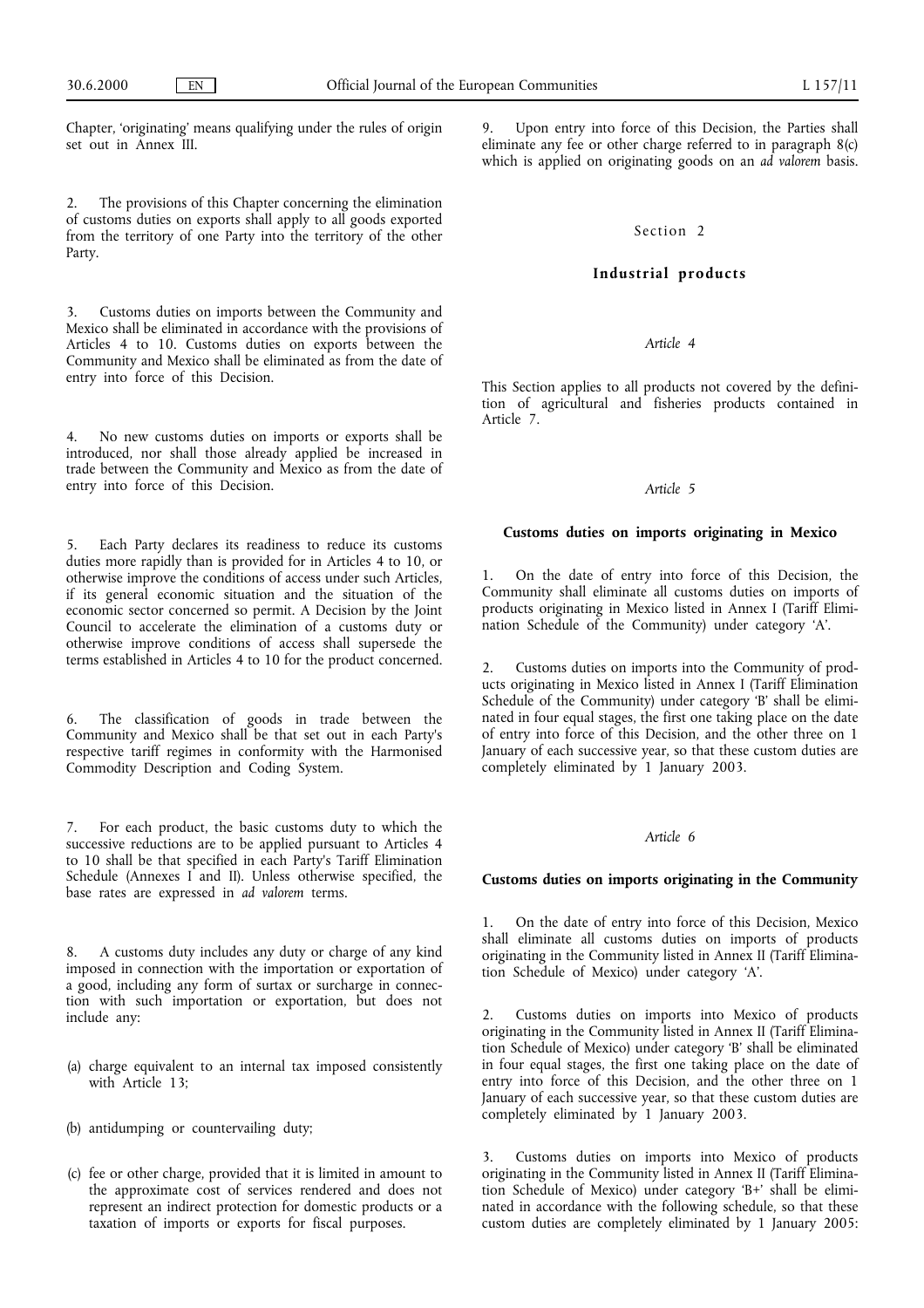Chapter, 'originating' means qualifying under the rules of origin set out in Annex III.

2. The provisions of this Chapter concerning the elimination of customs duties on exports shall apply to all goods exported from the territory of one Party into the territory of the other Party.

3. Customs duties on imports between the Community and Mexico shall be eliminated in accordance with the provisions of Articles 4 to 10. Customs duties on exports between the Community and Mexico shall be eliminated as from the date of entry into force of this Decision.

4. No new customs duties on imports or exports shall be introduced, nor shall those already applied be increased in trade between the Community and Mexico as from the date of entry into force of this Decision.

5. Each Party declares its readiness to reduce its customs duties more rapidly than is provided for in Articles 4 to 10, or otherwise improve the conditions of access under such Articles, if its general economic situation and the situation of the economic sector concerned so permit. A Decision by the Joint Council to accelerate the elimination of a customs duty or otherwise improve conditions of access shall supersede the terms established in Articles 4 to 10 for the product concerned.

6. The classification of goods in trade between the Community and Mexico shall be that set out in each Party's respective tariff regimes in conformity with the Harmonised Commodity Description and Coding System.

7. For each product, the basic customs duty to which the successive reductions are to be applied pursuant to Articles 4 to 10 shall be that specified in each Party's Tariff Elimination Schedule (Annexes I and II). Unless otherwise specified, the base rates are expressed in *ad valorem* terms.

8. A customs duty includes any duty or charge of any kind imposed in connection with the importation or exportation of a good, including any form of surtax or surcharge in connection with such importation or exportation, but does not include any:

(a) charge equivalent to an internal tax imposed consistently with Article 13;

(b) antidumping or countervailing duty;

(c) fee or other charge, provided that it is limited in amount to the approximate cost of services rendered and does not represent an indirect protection for domestic products or a taxation of imports or exports for fiscal purposes.

9. Upon entry into force of this Decision, the Parties shall eliminate any fee or other charge referred to in paragraph 8(c) which is applied on originating goods on an *ad valorem* basis.

## Section 2

## Industrial products

### *Article 4*

This Section applies to all products not covered by the definition of agricultural and fisheries products contained in Article 7.

### *Article 5*

### Customs duties on imports originating in Mexico

1. On the date of entry into force of this Decision, the Community shall eliminate all customs duties on imports of products originating in Mexico listed in Annex I (Tariff Elimination Schedule of the Community) under category 'A'.

2. Customs duties on imports into the Community of products originating in Mexico listed in Annex I (Tariff Elimination Schedule of the Community) under category 'B' shall be eliminated in four equal stages, the first one taking place on the date of entry into force of this Decision, and the other three on 1 January of each successive year, so that these custom duties are completely eliminated by 1 January 2003.

### *Article 6*

### Customs duties on imports originating in the Community

1. On the date of entry into force of this Decision, Mexico shall eliminate all customs duties on imports of products originating in the Community listed in Annex II (Tariff Elimination Schedule of Mexico) under category 'A'.

2. Customs duties on imports into Mexico of products originating in the Community listed in Annex II (Tariff Elimination Schedule of Mexico) under category 'B' shall be eliminated in four equal stages, the first one taking place on the date of entry into force of this Decision, and the other three on 1 January of each successive year, so that these custom duties are completely eliminated by 1 January 2003.

3. Customs duties on imports into Mexico of products originating in the Community listed in Annex II (Tariff Elimination Schedule of Mexico) under category 'B+' shall be eliminated in accordance with the following schedule, so that these custom duties are completely eliminated by 1 January 2005: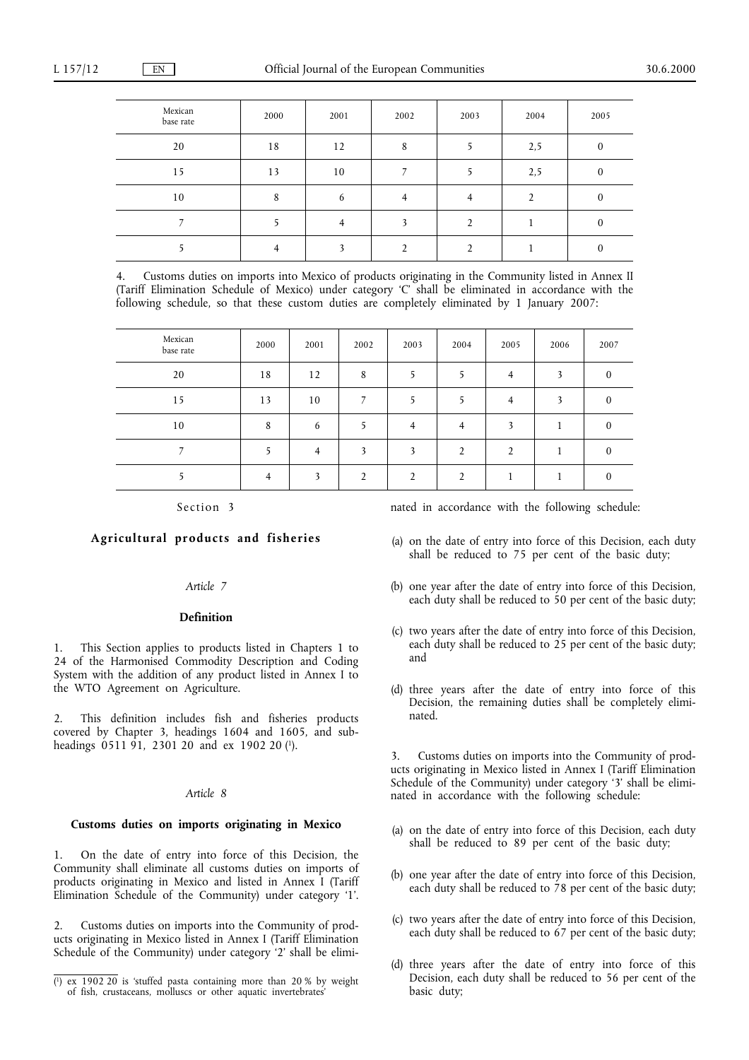| Mexican base rate | 2000 | 2001 | 2002 | 2003 | 2004 | 2005 |
|---|---|---|---|---|---|---|
| 20 | 18 | 12 | 8 | 5 | 2,5 | 0 |
| 15 | 13 | 10 | 7 | 5 | 2,5 | 0 |
| 10 | 8 | 6 | 4 | 4 | 2 | 0 |
| 7 | 5 | 4 | 3 | 2 | 1 | 0 |
| 5 | 4 | 3 | 2 | 2 | 1 | 0 |

4. Customs duties on imports into Mexico of products originating in the Community listed in Annex II (Tariff Elimination Schedule of Mexico) under category 'C' shall be eliminated in accordance with the following schedule, so that these custom duties are completely eliminated by 1 January 2007:

| Mexican base rate | 2000 | 2001 | 2002 | 2003 | 2004 | 2005 | 2006 | 2007 |
|---|---|---|---|---|---|---|---|---|
| 20 | 18 | 12 | 8 | 5 | 5 | 4 | 3 | 0 |
| 15 | 13 | 10 | 7 | 5 | 5 | 4 | 3 | 0 |
| 10 | 8 | 6 | 5 | 4 | 4 | 3 | 1 | 0 |
| 7 | 5 | 4 | 3 | 3 | 2 | 2 | 1 | 0 |
| 5 | 4 | 3 | 2 | 2 | 2 | 1 | 1 | 0 |

Section 3

## Agricultural products and fisheries

*Article 7*

### Definition

1. This Section applies to products listed in Chapters 1 to 24 of the Harmonised Commodity Description and Coding System with the addition of any product listed in Annex I to the WTO Agreement on Agriculture.

2. This definition includes fish and fisheries products covered by Chapter 3, headings 1604 and 1605, and subheadings 0511 91, 2301 20 and ex 1902 20 [1].

*Article 8*

### Customs duties on imports originating in Mexico

1. On the date of entry into force of this Decision, the Community shall eliminate all customs duties on imports of products originating in Mexico and listed in Annex I (Tariff Elimination Schedule of the Community) under category '1'.

2. Customs duties on imports into the Community of products originating in Mexico listed in Annex I (Tariff Elimination Schedule of the Community) under category '2' shall be eliminated in accordance with the following schedule:

(a) on the date of entry into force of this Decision, each duty shall be reduced to 75 per cent of the basic duty;

(b) one year after the date of entry into force of this Decision, each duty shall be reduced to 50 per cent of the basic duty;

(c) two years after the date of entry into force of this Decision, each duty shall be reduced to 25 per cent of the basic duty; and

(d) three years after the date of entry into force of this Decision, the remaining duties shall be completely eliminated.

3. Customs duties on imports into the Community of products originating in Mexico listed in Annex I (Tariff Elimination Schedule of the Community) under category '3' shall be eliminated in accordance with the following schedule:

(a) on the date of entry into force of this Decision, each duty shall be reduced to 89 per cent of the basic duty;

(b) one year after the date of entry into force of this Decision, each duty shall be reduced to 78 per cent of the basic duty;

(c) two years after the date of entry into force of this Decision, each duty shall be reduced to 67 per cent of the basic duty;

(d) three years after the date of entry into force of this Decision, each duty shall be reduced to 56 per cent of the basic duty;

[1] ex 1902 20 is 'stuffed pasta containing more than 20 % by weight of fish, crustaceans, molluscs or other aquatic invertebrates'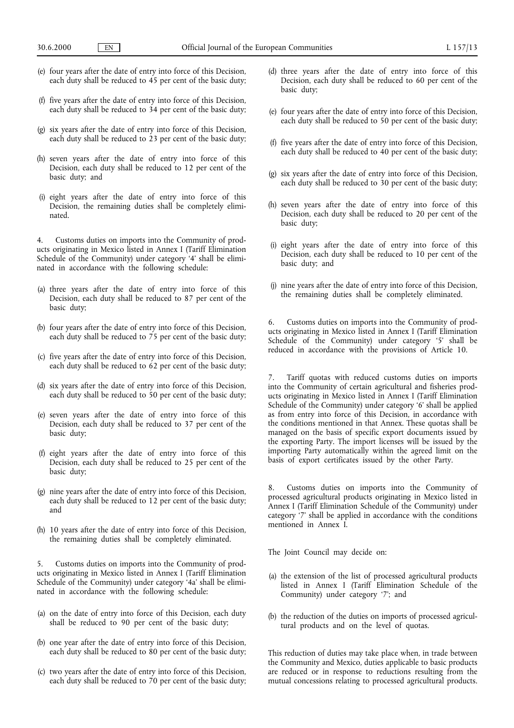(e) four years after the date of entry into force of this Decision, each duty shall be reduced to 45 per cent of the basic duty;

(f) five years after the date of entry into force of this Decision, each duty shall be reduced to 34 per cent of the basic duty;

(g) six years after the date of entry into force of this Decision, each duty shall be reduced to 23 per cent of the basic duty;

(h) seven years after the date of entry into force of this Decision, each duty shall be reduced to 12 per cent of the basic duty; and

(i) eight years after the date of entry into force of this Decision, the remaining duties shall be completely eliminated.

4. Customs duties on imports into the Community of products originating in Mexico listed in Annex I (Tariff Elimination Schedule of the Community) under category '4' shall be eliminated in accordance with the following schedule:

(a) three years after the date of entry into force of this Decision, each duty shall be reduced to 87 per cent of the basic duty;

(b) four years after the date of entry into force of this Decision, each duty shall be reduced to 75 per cent of the basic duty;

(c) five years after the date of entry into force of this Decision, each duty shall be reduced to 62 per cent of the basic duty;

(d) six years after the date of entry into force of this Decision, each duty shall be reduced to 50 per cent of the basic duty;

(e) seven years after the date of entry into force of this Decision, each duty shall be reduced to 37 per cent of the basic duty;

(f) eight years after the date of entry into force of this Decision, each duty shall be reduced to 25 per cent of the basic duty;

(g) nine years after the date of entry into force of this Decision, each duty shall be reduced to 12 per cent of the basic duty; and

(h) 10 years after the date of entry into force of this Decision, the remaining duties shall be completely eliminated.

5. Customs duties on imports into the Community of products originating in Mexico listed in Annex I (Tariff Elimination Schedule of the Community) under category '4a' shall be eliminated in accordance with the following schedule:

(a) on the date of entry into force of this Decision, each duty shall be reduced to 90 per cent of the basic duty;

(b) one year after the date of entry into force of this Decision, each duty shall be reduced to 80 per cent of the basic duty;

(c) two years after the date of entry into force of this Decision, each duty shall be reduced to 70 per cent of the basic duty;

(d) three years after the date of entry into force of this Decision, each duty shall be reduced to 60 per cent of the basic duty;

(e) four years after the date of entry into force of this Decision, each duty shall be reduced to 50 per cent of the basic duty;

(f) five years after the date of entry into force of this Decision, each duty shall be reduced to 40 per cent of the basic duty;

(g) six years after the date of entry into force of this Decision, each duty shall be reduced to 30 per cent of the basic duty;

(h) seven years after the date of entry into force of this Decision, each duty shall be reduced to 20 per cent of the basic duty;

(i) eight years after the date of entry into force of this Decision, each duty shall be reduced to 10 per cent of the basic duty; and

(j) nine years after the date of entry into force of this Decision, the remaining duties shall be completely eliminated.

6. Customs duties on imports into the Community of products originating in Mexico listed in Annex I (Tariff Elimination Schedule of the Community) under category '5' shall be reduced in accordance with the provisions of Article 10.

7. Tariff quotas with reduced customs duties on imports into the Community of certain agricultural and fisheries products originating in Mexico listed in Annex I (Tariff Elimination Schedule of the Community) under category '6' shall be applied as from entry into force of this Decision, in accordance with the conditions mentioned in that Annex. These quotas shall be managed on the basis of specific export documents issued by the exporting Party. The import licenses will be issued by the importing Party automatically within the agreed limit on the basis of export certificates issued by the other Party.

8. Customs duties on imports into the Community of processed agricultural products originating in Mexico listed in Annex I (Tariff Elimination Schedule of the Community) under category '7' shall be applied in accordance with the conditions mentioned in Annex I.

The Joint Council may decide on:

(a) the extension of the list of processed agricultural products listed in Annex I (Tariff Elimination Schedule of the Community) under category '7'; and

(b) the reduction of the duties on imports of processed agricultural products and on the level of quotas.

This reduction of duties may take place when, in trade between the Community and Mexico, duties applicable to basic products are reduced or in response to reductions resulting from the mutual concessions relating to processed agricultural products.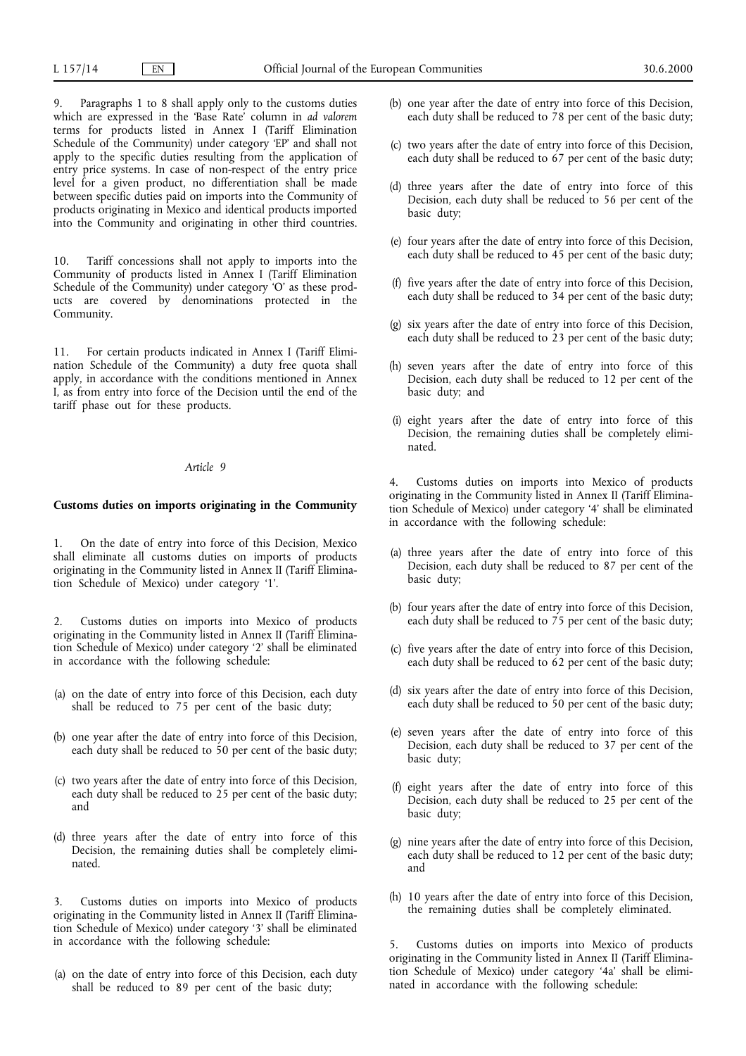9. Paragraphs 1 to 8 shall apply only to the customs duties which are expressed in the 'Base Rate' column in *ad valorem* terms for products listed in Annex I (Tariff Elimination Schedule of the Community) under category 'EP' and shall not apply to the specific duties resulting from the application of entry price systems. In case of non-respect of the entry price level for a given product, no differentiation shall be made between specific duties paid on imports into the Community of products originating in Mexico and identical products imported into the Community and originating in other third countries.

10. Tariff concessions shall not apply to imports into the Community of products listed in Annex I (Tariff Elimination Schedule of the Community) under category 'O' as these products are covered by denominations protected in the Community.

11. For certain products indicated in Annex I (Tariff Elimination Schedule of the Community) a duty free quota shall apply, in accordance with the conditions mentioned in Annex I, as from entry into force of the Decision until the end of the tariff phase out for these products.

*Article 9*

**Customs duties on imports originating in the Community**

1. On the date of entry into force of this Decision, Mexico shall eliminate all customs duties on imports of products originating in the Community listed in Annex II (Tariff Elimination Schedule of Mexico) under category '1'.

2. Customs duties on imports into Mexico of products originating in the Community listed in Annex II (Tariff Elimination Schedule of Mexico) under category '2' shall be eliminated in accordance with the following schedule:

(a) on the date of entry into force of this Decision, each duty shall be reduced to 75 per cent of the basic duty;

(b) one year after the date of entry into force of this Decision, each duty shall be reduced to 50 per cent of the basic duty;

(c) two years after the date of entry into force of this Decision, each duty shall be reduced to 25 per cent of the basic duty; and

(d) three years after the date of entry into force of this Decision, the remaining duties shall be completely eliminated.

3. Customs duties on imports into Mexico of products originating in the Community listed in Annex II (Tariff Elimination Schedule of Mexico) under category '3' shall be eliminated in accordance with the following schedule:

(a) on the date of entry into force of this Decision, each duty shall be reduced to 89 per cent of the basic duty;

(b) one year after the date of entry into force of this Decision, each duty shall be reduced to 78 per cent of the basic duty;

(c) two years after the date of entry into force of this Decision, each duty shall be reduced to 67 per cent of the basic duty;

(d) three years after the date of entry into force of this Decision, each duty shall be reduced to 56 per cent of the basic duty;

(e) four years after the date of entry into force of this Decision, each duty shall be reduced to 45 per cent of the basic duty;

(f) five years after the date of entry into force of this Decision, each duty shall be reduced to 34 per cent of the basic duty;

(g) six years after the date of entry into force of this Decision, each duty shall be reduced to 23 per cent of the basic duty;

(h) seven years after the date of entry into force of this Decision, each duty shall be reduced to 12 per cent of the basic duty; and

(i) eight years after the date of entry into force of this Decision, the remaining duties shall be completely eliminated.

4. Customs duties on imports into Mexico of products originating in the Community listed in Annex II (Tariff Elimination Schedule of Mexico) under category '4' shall be eliminated in accordance with the following schedule:

(a) three years after the date of entry into force of this Decision, each duty shall be reduced to 87 per cent of the basic duty;

(b) four years after the date of entry into force of this Decision, each duty shall be reduced to 75 per cent of the basic duty;

(c) five years after the date of entry into force of this Decision, each duty shall be reduced to 62 per cent of the basic duty;

(d) six years after the date of entry into force of this Decision, each duty shall be reduced to 50 per cent of the basic duty;

(e) seven years after the date of entry into force of this Decision, each duty shall be reduced to 37 per cent of the basic duty;

(f) eight years after the date of entry into force of this Decision, each duty shall be reduced to 25 per cent of the basic duty;

(g) nine years after the date of entry into force of this Decision, each duty shall be reduced to 12 per cent of the basic duty; and

(h) 10 years after the date of entry into force of this Decision, the remaining duties shall be completely eliminated.

5. Customs duties on imports into Mexico of products originating in the Community listed in Annex II (Tariff Elimination Schedule of Mexico) under category '4a' shall be eliminated in accordance with the following schedule: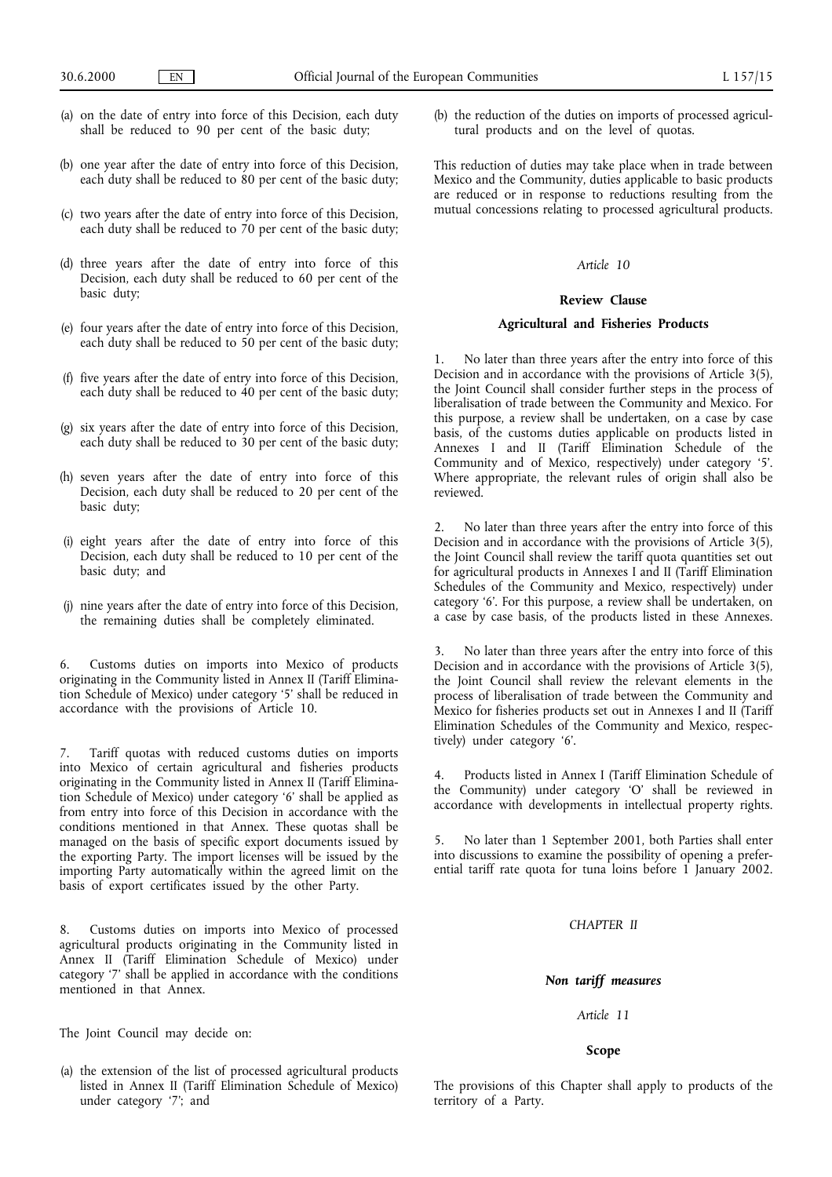(a) on the date of entry into force of this Decision, each duty shall be reduced to 90 per cent of the basic duty;

(b) one year after the date of entry into force of this Decision, each duty shall be reduced to 80 per cent of the basic duty;

(c) two years after the date of entry into force of this Decision, each duty shall be reduced to 70 per cent of the basic duty;

(d) three years after the date of entry into force of this Decision, each duty shall be reduced to 60 per cent of the basic duty;

(e) four years after the date of entry into force of this Decision, each duty shall be reduced to 50 per cent of the basic duty;

(f) five years after the date of entry into force of this Decision, each duty shall be reduced to 40 per cent of the basic duty;

(g) six years after the date of entry into force of this Decision, each duty shall be reduced to 30 per cent of the basic duty;

(h) seven years after the date of entry into force of this Decision, each duty shall be reduced to 20 per cent of the basic duty;

(i) eight years after the date of entry into force of this Decision, each duty shall be reduced to 10 per cent of the basic duty; and

(j) nine years after the date of entry into force of this Decision, the remaining duties shall be completely eliminated.

6. Customs duties on imports into Mexico of products originating in the Community listed in Annex II (Tariff Elimination Schedule of Mexico) under category '5' shall be reduced in accordance with the provisions of Article 10.

7. Tariff quotas with reduced customs duties on imports into Mexico of certain agricultural and fisheries products originating in the Community listed in Annex II (Tariff Elimination Schedule of Mexico) under category '6' shall be applied as from entry into force of this Decision in accordance with the conditions mentioned in that Annex. These quotas shall be managed on the basis of specific export documents issued by the exporting Party. The import licenses will be issued by the importing Party automatically within the agreed limit on the basis of export certificates issued by the other Party.

8. Customs duties on imports into Mexico of processed agricultural products originating in the Community listed in Annex II (Tariff Elimination Schedule of Mexico) under category '7' shall be applied in accordance with the conditions mentioned in that Annex.

The Joint Council may decide on:

(a) the extension of the list of processed agricultural products listed in Annex II (Tariff Elimination Schedule of Mexico) under category '7'; and

(b) the reduction of the duties on imports of processed agricultural products and on the level of quotas.

This reduction of duties may take place when in trade between Mexico and the Community, duties applicable to basic products are reduced or in response to reductions resulting from the mutual concessions relating to processed agricultural products.

*Article 10*

**Review Clause**

**Agricultural and Fisheries Products**

1. No later than three years after the entry into force of this Decision and in accordance with the provisions of Article 3(5), the Joint Council shall consider further steps in the process of liberalisation of trade between the Community and Mexico. For this purpose, a review shall be undertaken, on a case by case basis, of the customs duties applicable on products listed in Annexes I and II (Tariff Elimination Schedule of the Community and of Mexico, respectively) under category '5'. Where appropriate, the relevant rules of origin shall also be reviewed.

2. No later than three years after the entry into force of this Decision and in accordance with the provisions of Article 3(5), the Joint Council shall review the tariff quota quantities set out for agricultural products in Annexes I and II (Tariff Elimination Schedules of the Community and Mexico, respectively) under category '6'. For this purpose, a review shall be undertaken, on a case by case basis, of the products listed in these Annexes.

3. No later than three years after the entry into force of this Decision and in accordance with the provisions of Article 3(5), the Joint Council shall review the relevant elements in the process of liberalisation of trade between the Community and Mexico for fisheries products set out in Annexes I and II (Tariff Elimination Schedules of the Community and Mexico, respectively) under category '6'.

4. Products listed in Annex I (Tariff Elimination Schedule of the Community) under category 'O' shall be reviewed in accordance with developments in intellectual property rights.

5. No later than 1 September 2001, both Parties shall enter into discussions to examine the possibility of opening a preferential tariff rate quota for tuna loins before 1 January 2002.

*CHAPTER II*

***Non tariff measures***

*Article 11*

**Scope**

The provisions of this Chapter shall apply to products of the territory of a Party.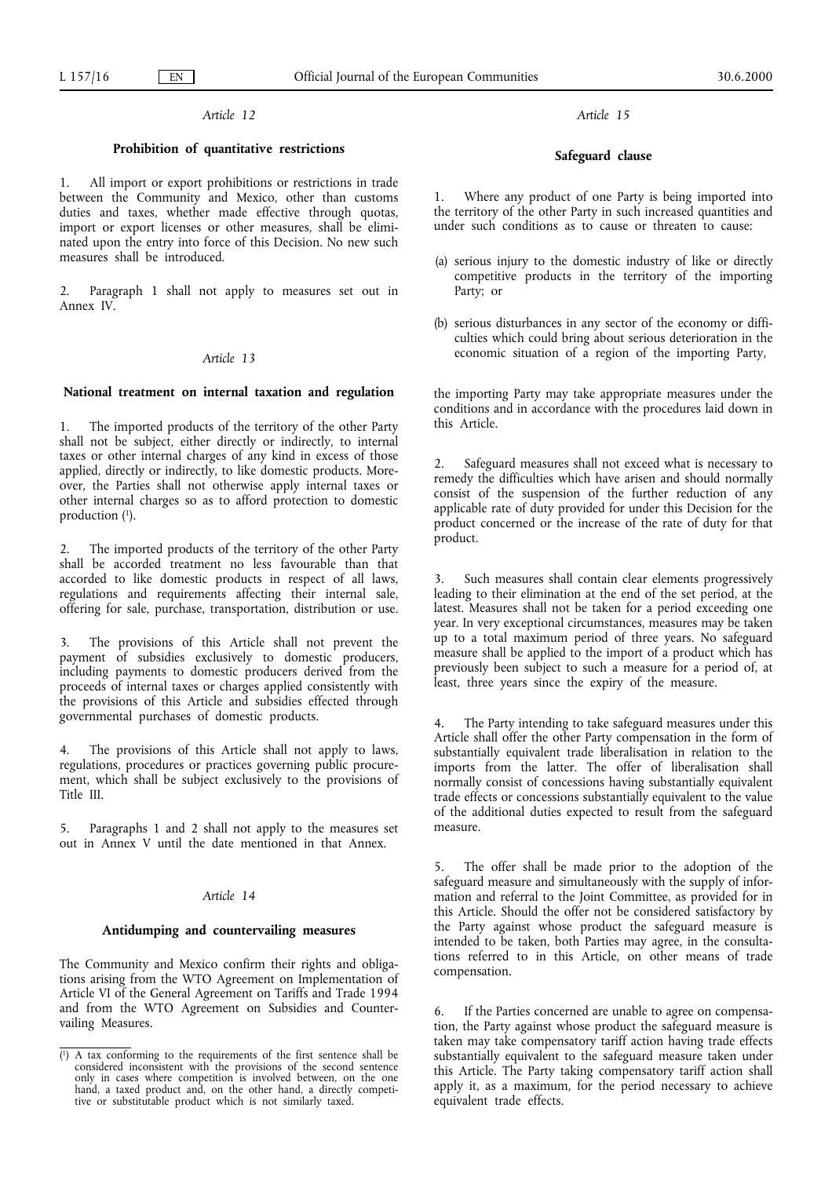### Article 12

**Prohibition of quantitative restrictions**

1. All import or export prohibitions or restrictions in trade between the Community and Mexico, other than customs duties and taxes, whether made effective through quotas, import or export licenses or other measures, shall be eliminated upon the entry into force of this Decision. No new such measures shall be introduced.

2. Paragraph 1 shall not apply to measures set out in Annex IV.

### Article 13

**National treatment on internal taxation and regulation**

1. The imported products of the territory of the other Party shall not be subject, either directly or indirectly, to internal taxes or other internal charges of any kind in excess of those applied, directly or indirectly, to like domestic products. Moreover, the Parties shall not otherwise apply internal taxes or other internal charges so as to afford protection to domestic production [1].

2. The imported products of the territory of the other Party shall be accorded treatment no less favourable than that accorded to like domestic products in respect of all laws, regulations and requirements affecting their internal sale, offering for sale, purchase, transportation, distribution or use.

3. The provisions of this Article shall not prevent the payment of subsidies exclusively to domestic producers, including payments to domestic producers derived from the proceeds of internal taxes or charges applied consistently with the provisions of this Article and subsidies effected through governmental purchases of domestic products.

4. The provisions of this Article shall not apply to laws, regulations, procedures or practices governing public procurement, which shall be subject exclusively to the provisions of Title III.

5. Paragraphs 1 and 2 shall not apply to the measures set out in Annex V until the date mentioned in that Annex.

### Article 14

**Antidumping and countervailing measures**

The Community and Mexico confirm their rights and obligations arising from the WTO Agreement on Implementation of Article VI of the General Agreement on Tariffs and Trade 1994 and from the WTO Agreement on Subsidies and Countervailing Measures.

[1] A tax conforming to the requirements of the first sentence shall be considered inconsistent with the provisions of the second sentence only in cases where competition is involved between, on the one hand, a taxed product and, on the other hand, a directly competitive or substitutable product which is not similarly taxed.

### Article 15

**Safeguard clause**

1. Where any product of one Party is being imported into the territory of the other Party in such increased quantities and under such conditions as to cause or threaten to cause:

(a) serious injury to the domestic industry of like or directly competitive products in the territory of the importing Party; or

(b) serious disturbances in any sector of the economy or difficulties which could bring about serious deterioration in the economic situation of a region of the importing Party,

the importing Party may take appropriate measures under the conditions and in accordance with the procedures laid down in this Article.

2. Safeguard measures shall not exceed what is necessary to remedy the difficulties which have arisen and should normally consist of the suspension of the further reduction of any applicable rate of duty provided for under this Decision for the product concerned or the increase of the rate of duty for that product.

3. Such measures shall contain clear elements progressively leading to their elimination at the end of the set period, at the latest. Measures shall not be taken for a period exceeding one year. In very exceptional circumstances, measures may be taken up to a total maximum period of three years. No safeguard measure shall be applied to the import of a product which has previously been subject to such a measure for a period of, at least, three years since the expiry of the measure.

4. The Party intending to take safeguard measures under this Article shall offer the other Party compensation in the form of substantially equivalent trade liberalisation in relation to the imports from the latter. The offer of liberalisation shall normally consist of concessions having substantially equivalent trade effects or concessions substantially equivalent to the value of the additional duties expected to result from the safeguard measure.

5. The offer shall be made prior to the adoption of the safeguard measure and simultaneously with the supply of information and referral to the Joint Committee, as provided for in this Article. Should the offer not be considered satisfactory by the Party against whose product the safeguard measure is intended to be taken, both Parties may agree, in the consultations referred to in this Article, on other means of trade compensation.

6. If the Parties concerned are unable to agree on compensation, the Party against whose product the safeguard measure is taken may take compensatory tariff action having trade effects substantially equivalent to the safeguard measure taken under this Article. The Party taking compensatory tariff action shall apply it, as a maximum, for the period necessary to achieve equivalent trade effects.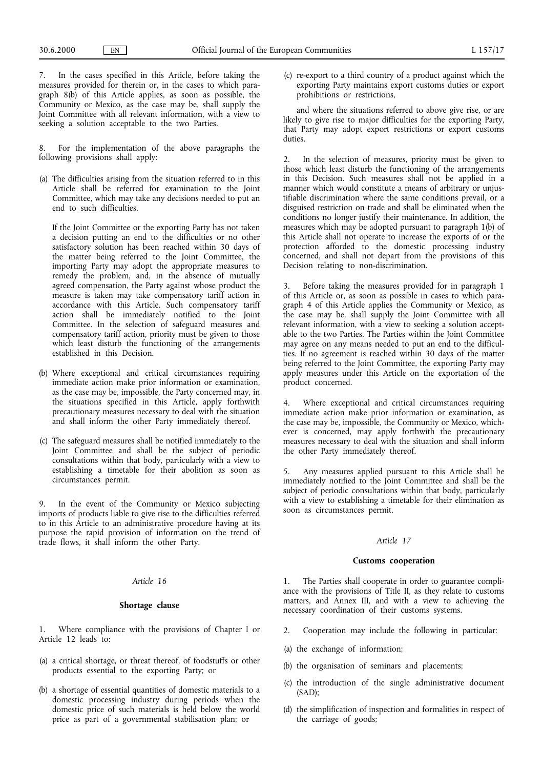7. In the cases specified in this Article, before taking the measures provided for therein or, in the cases to which paragraph 8(b) of this Article applies, as soon as possible, the Community or Mexico, as the case may be, shall supply the Joint Committee with all relevant information, with a view to seeking a solution acceptable to the two Parties.

8. For the implementation of the above paragraphs the following provisions shall apply:

(a) The difficulties arising from the situation referred to in this Article shall be referred for examination to the Joint Committee, which may take any decisions needed to put an end to such difficulties.

If the Joint Committee or the exporting Party has not taken a decision putting an end to the difficulties or no other satisfactory solution has been reached within 30 days of the matter being referred to the Joint Committee, the importing Party may adopt the appropriate measures to remedy the problem, and, in the absence of mutually agreed compensation, the Party against whose product the measure is taken may take compensatory tariff action in accordance with this Article. Such compensatory tariff action shall be immediately notified to the Joint Committee. In the selection of safeguard measures and compensatory tariff action, priority must be given to those which least disturb the functioning of the arrangements established in this Decision.

(b) Where exceptional and critical circumstances requiring immediate action make prior information or examination, as the case may be, impossible, the Party concerned may, in the situations specified in this Article, apply forthwith precautionary measures necessary to deal with the situation and shall inform the other Party immediately thereof.

(c) The safeguard measures shall be notified immediately to the Joint Committee and shall be the subject of periodic consultations within that body, particularly with a view to establishing a timetable for their abolition as soon as circumstances permit.

9. In the event of the Community or Mexico subjecting imports of products liable to give rise to the difficulties referred to in this Article to an administrative procedure having at its purpose the rapid provision of information on the trend of trade flows, it shall inform the other Party.

*Article 16*

**Shortage clause**

1. Where compliance with the provisions of Chapter I or Article 12 leads to:

(a) a critical shortage, or threat thereof, of foodstuffs or other products essential to the exporting Party; or

(b) a shortage of essential quantities of domestic materials to a domestic processing industry during periods when the domestic price of such materials is held below the world price as part of a governmental stabilisation plan; or

(c) re-export to a third country of a product against which the exporting Party maintains export customs duties or export prohibitions or restrictions,

and where the situations referred to above give rise, or are likely to give rise to major difficulties for the exporting Party, that Party may adopt export restrictions or export customs duties.

2. In the selection of measures, priority must be given to those which least disturb the functioning of the arrangements in this Decision. Such measures shall not be applied in a manner which would constitute a means of arbitrary or unjustifiable discrimination where the same conditions prevail, or a disguised restriction on trade and shall be eliminated when the conditions no longer justify their maintenance. In addition, the measures which may be adopted pursuant to paragraph 1(b) of this Article shall not operate to increase the exports of or the protection afforded to the domestic processing industry concerned, and shall not depart from the provisions of this Decision relating to non-discrimination.

3. Before taking the measures provided for in paragraph 1 of this Article or, as soon as possible in cases to which paragraph 4 of this Article applies the Community or Mexico, as the case may be, shall supply the Joint Committee with all relevant information, with a view to seeking a solution acceptable to the two Parties. The Parties within the Joint Committee may agree on any means needed to put an end to the difficulties. If no agreement is reached within 30 days of the matter being referred to the Joint Committee, the exporting Party may apply measures under this Article on the exportation of the product concerned.

4. Where exceptional and critical circumstances requiring immediate action make prior information or examination, as the case may be, impossible, the Community or Mexico, whichever is concerned, may apply forthwith the precautionary measures necessary to deal with the situation and shall inform the other Party immediately thereof.

5. Any measures applied pursuant to this Article shall be immediately notified to the Joint Committee and shall be the subject of periodic consultations within that body, particularly with a view to establishing a timetable for their elimination as soon as circumstances permit.

*Article 17*

**Customs cooperation**

1. The Parties shall cooperate in order to guarantee compliance with the provisions of Title II, as they relate to customs matters, and Annex III, and with a view to achieving the necessary coordination of their customs systems.

2. Cooperation may include the following in particular:

(a) the exchange of information;

(b) the organisation of seminars and placements;

(c) the introduction of the single administrative document (SAD);

(d) the simplification of inspection and formalities in respect of the carriage of goods;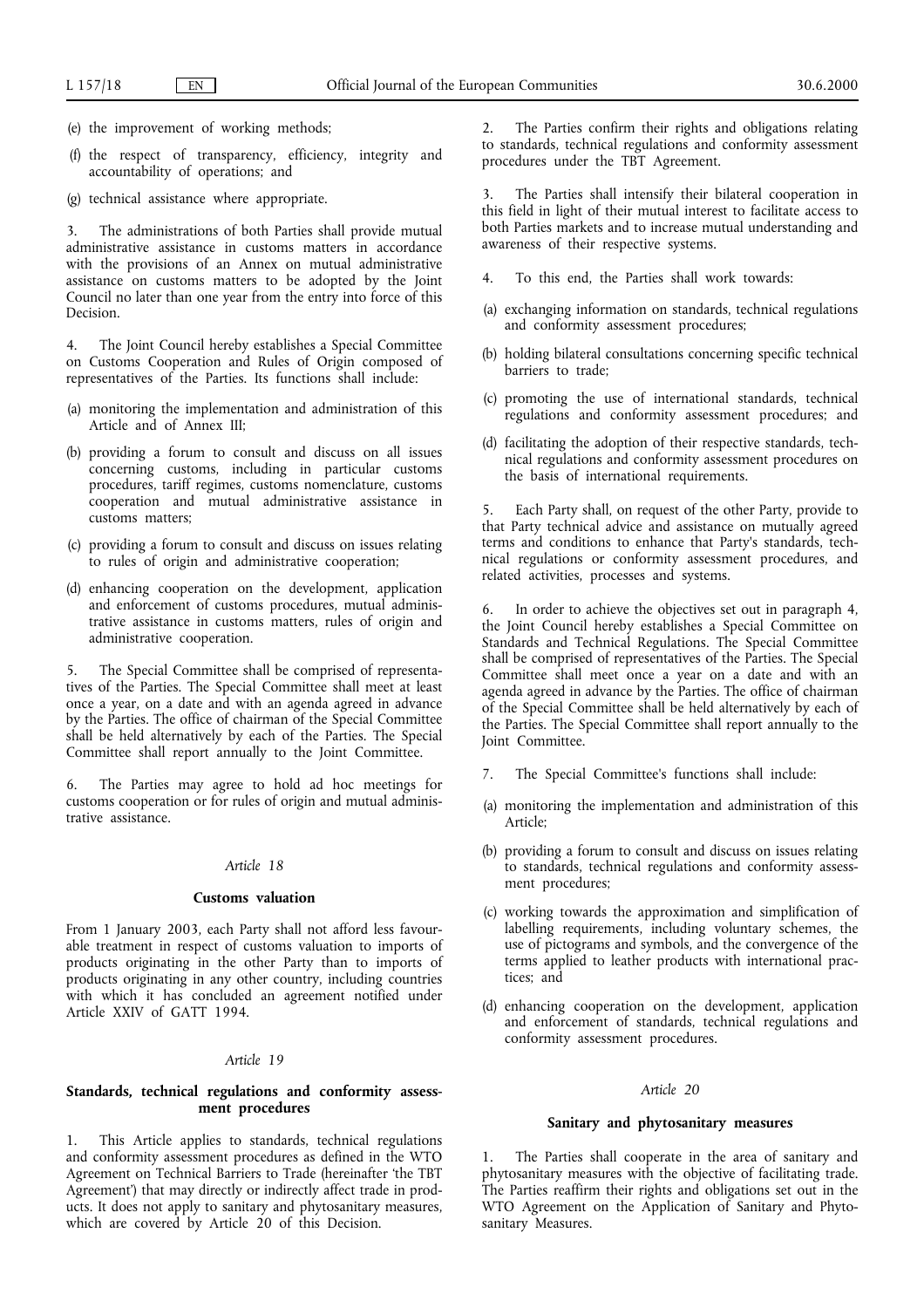(e) the improvement of working methods;

(f) the respect of transparency, efficiency, integrity and accountability of operations; and

(g) technical assistance where appropriate.

3. The administrations of both Parties shall provide mutual administrative assistance in customs matters in accordance with the provisions of an Annex on mutual administrative assistance on customs matters to be adopted by the Joint Council no later than one year from the entry into force of this Decision.

4. The Joint Council hereby establishes a Special Committee on Customs Cooperation and Rules of Origin composed of representatives of the Parties. Its functions shall include:

(a) monitoring the implementation and administration of this Article and of Annex III;

(b) providing a forum to consult and discuss on all issues concerning customs, including in particular customs procedures, tariff regimes, customs nomenclature, customs cooperation and mutual administrative assistance in customs matters;

(c) providing a forum to consult and discuss on issues relating to rules of origin and administrative cooperation;

(d) enhancing cooperation on the development, application and enforcement of customs procedures, mutual administrative assistance in customs matters, rules of origin and administrative cooperation.

5. The Special Committee shall be comprised of representatives of the Parties. The Special Committee shall meet at least once a year, on a date and with an agenda agreed in advance by the Parties. The office of chairman of the Special Committee shall be held alternatively by each of the Parties. The Special Committee shall report annually to the Joint Committee.

6. The Parties may agree to hold ad hoc meetings for customs cooperation or for rules of origin and mutual administrative assistance.

*Article 18*

**Customs valuation**

From 1 January 2003, each Party shall not afford less favourable treatment in respect of customs valuation to imports of products originating in the other Party than to imports of products originating in any other country, including countries with which it has concluded an agreement notified under Article XXIV of GATT 1994.

*Article 19*

**Standards, technical regulations and conformity assessment procedures**

1. This Article applies to standards, technical regulations and conformity assessment procedures as defined in the WTO Agreement on Technical Barriers to Trade (hereinafter 'the TBT Agreement') that may directly or indirectly affect trade in products. It does not apply to sanitary and phytosanitary measures, which are covered by Article 20 of this Decision.

2. The Parties confirm their rights and obligations relating to standards, technical regulations and conformity assessment procedures under the TBT Agreement.

3. The Parties shall intensify their bilateral cooperation in this field in light of their mutual interest to facilitate access to both Parties markets and to increase mutual understanding and awareness of their respective systems.

4. To this end, the Parties shall work towards:

(a) exchanging information on standards, technical regulations and conformity assessment procedures;

(b) holding bilateral consultations concerning specific technical barriers to trade;

(c) promoting the use of international standards, technical regulations and conformity assessment procedures; and

(d) facilitating the adoption of their respective standards, technical regulations and conformity assessment procedures on the basis of international requirements.

5. Each Party shall, on request of the other Party, provide to that Party technical advice and assistance on mutually agreed terms and conditions to enhance that Party's standards, technical regulations or conformity assessment procedures, and related activities, processes and systems.

6. In order to achieve the objectives set out in paragraph 4, the Joint Council hereby establishes a Special Committee on Standards and Technical Regulations. The Special Committee shall be comprised of representatives of the Parties. The Special Committee shall meet once a year on a date and with an agenda agreed in advance by the Parties. The office of chairman of the Special Committee shall be held alternatively by each of the Parties. The Special Committee shall report annually to the Joint Committee.

7. The Special Committee's functions shall include:

(a) monitoring the implementation and administration of this Article;

(b) providing a forum to consult and discuss on issues relating to standards, technical regulations and conformity assessment procedures;

(c) working towards the approximation and simplification of labelling requirements, including voluntary schemes, the use of pictograms and symbols, and the convergence of the terms applied to leather products with international practices; and

(d) enhancing cooperation on the development, application and enforcement of standards, technical regulations and conformity assessment procedures.

*Article 20*

**Sanitary and phytosanitary measures**

1. The Parties shall cooperate in the area of sanitary and phytosanitary measures with the objective of facilitating trade. The Parties reaffirm their rights and obligations set out in the WTO Agreement on the Application of Sanitary and Phytosanitary Measures.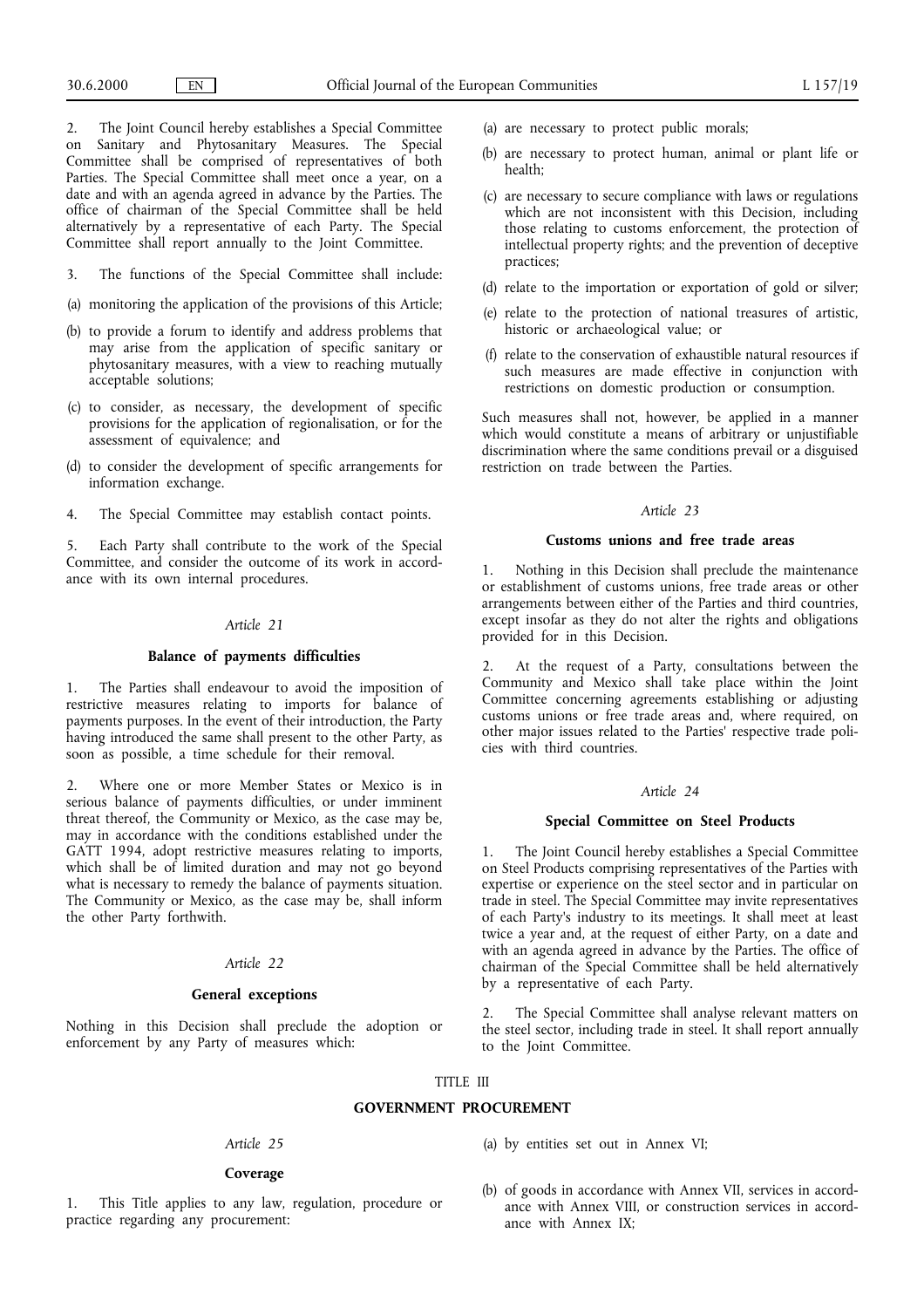2. The Joint Council hereby establishes a Special Committee on Sanitary and Phytosanitary Measures. The Special Committee shall be comprised of representatives of both Parties. The Special Committee shall meet once a year, on a date and with an agenda agreed in advance by the Parties. The office of chairman of the Special Committee shall be held alternatively by a representative of each Party. The Special Committee shall report annually to the Joint Committee.

3. The functions of the Special Committee shall include:

(a) monitoring the application of the provisions of this Article;

(b) to provide a forum to identify and address problems that may arise from the application of specific sanitary or phytosanitary measures, with a view to reaching mutually acceptable solutions;

(c) to consider, as necessary, the development of specific provisions for the application of regionalisation, or for the assessment of equivalence; and

(d) to consider the development of specific arrangements for information exchange.

4. The Special Committee may establish contact points.

5. Each Party shall contribute to the work of the Special Committee, and consider the outcome of its work in accordance with its own internal procedures.

*Article 21*

**Balance of payments difficulties**

1. The Parties shall endeavour to avoid the imposition of restrictive measures relating to imports for balance of payments purposes. In the event of their introduction, the Party having introduced the same shall present to the other Party, as soon as possible, a time schedule for their removal.

2. Where one or more Member States or Mexico is in serious balance of payments difficulties, or under imminent threat thereof, the Community or Mexico, as the case may be, may in accordance with the conditions established under the GATT 1994, adopt restrictive measures relating to imports, which shall be of limited duration and may not go beyond what is necessary to remedy the balance of payments situation. The Community or Mexico, as the case may be, shall inform the other Party forthwith.

*Article 22*

**General exceptions**

Nothing in this Decision shall preclude the adoption or enforcement by any Party of measures which:

(a) are necessary to protect public morals;

(b) are necessary to protect human, animal or plant life or health;

(c) are necessary to secure compliance with laws or regulations which are not inconsistent with this Decision, including those relating to customs enforcement, the protection of intellectual property rights; and the prevention of deceptive practices;

(d) relate to the importation or exportation of gold or silver;

(e) relate to the protection of national treasures of artistic, historic or archaeological value; or

(f) relate to the conservation of exhaustible natural resources if such measures are made effective in conjunction with restrictions on domestic production or consumption.

Such measures shall not, however, be applied in a manner which would constitute a means of arbitrary or unjustifiable discrimination where the same conditions prevail or a disguised restriction on trade between the Parties.

*Article 23*

**Customs unions and free trade areas**

1. Nothing in this Decision shall preclude the maintenance or establishment of customs unions, free trade areas or other arrangements between either of the Parties and third countries, except insofar as they do not alter the rights and obligations provided for in this Decision.

2. At the request of a Party, consultations between the Community and Mexico shall take place within the Joint Committee concerning agreements establishing or adjusting customs unions or free trade areas and, where required, on other major issues related to the Parties' respective trade policies with third countries.

*Article 24*

**Special Committee on Steel Products**

1. The Joint Council hereby establishes a Special Committee on Steel Products comprising representatives of the Parties with expertise or experience on the steel sector and in particular on trade in steel. The Special Committee may invite representatives of each Party's industry to its meetings. It shall meet at least twice a year and, at the request of either Party, on a date and with an agenda agreed in advance by the Parties. The office of chairman of the Special Committee shall be held alternatively by a representative of each Party.

2. The Special Committee shall analyse relevant matters on the steel sector, including trade in steel. It shall report annually to the Joint Committee.

## TITLE III

## GOVERNMENT PROCUREMENT

*Article 25*

**Coverage**

1. This Title applies to any law, regulation, procedure or practice regarding any procurement:

(a) by entities set out in Annex VI;

(b) of goods in accordance with Annex VII, services in accordance with Annex VIII, or construction services in accordance with Annex IX;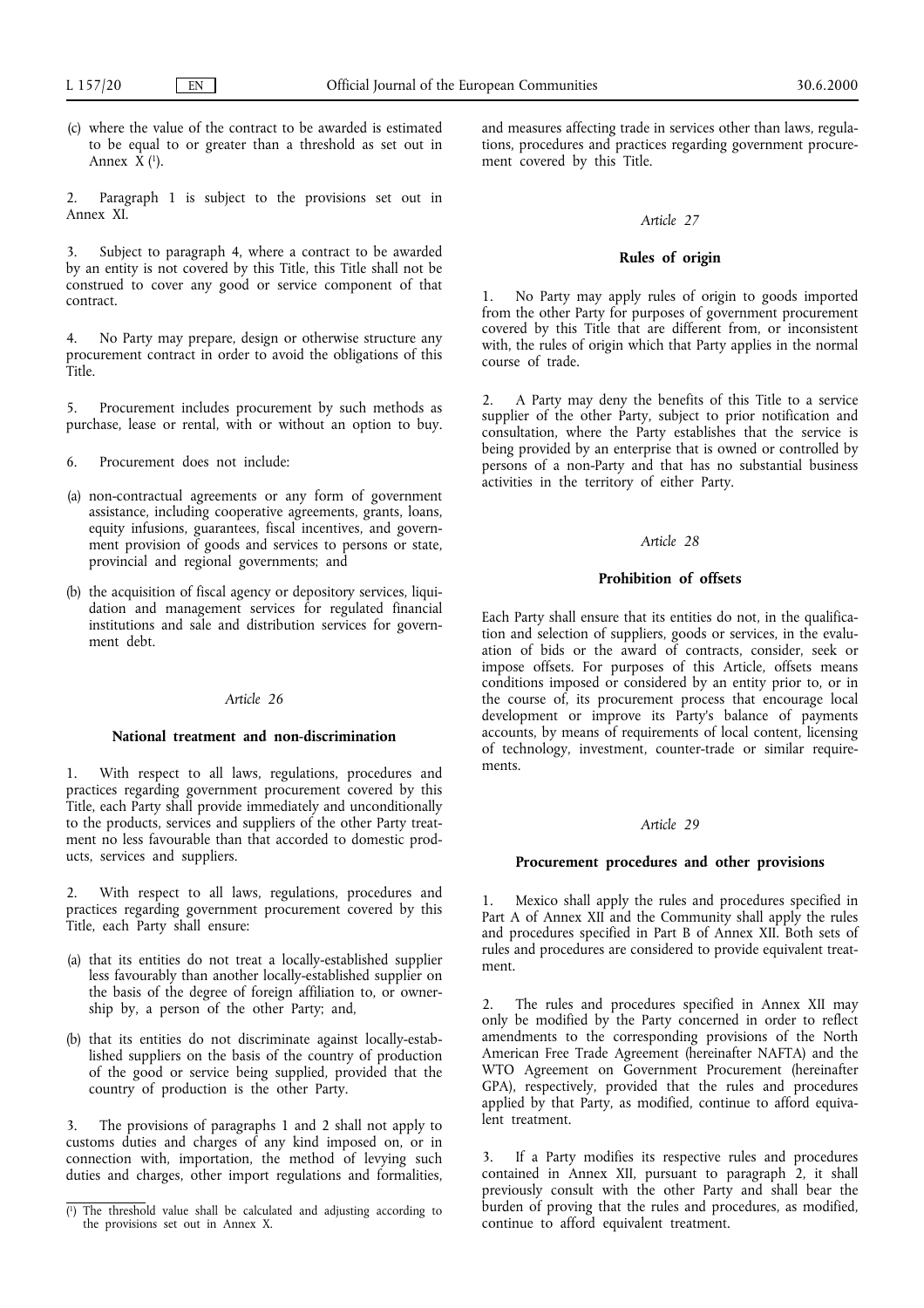(c) where the value of the contract to be awarded is estimated to be equal to or greater than a threshold as set out in Annex X [1].

2. Paragraph 1 is subject to the provisions set out in Annex XI.

3. Subject to paragraph 4, where a contract to be awarded by an entity is not covered by this Title, this Title shall not be construed to cover any good or service component of that contract.

4. No Party may prepare, design or otherwise structure any procurement contract in order to avoid the obligations of this Title.

5. Procurement includes procurement by such methods as purchase, lease or rental, with or without an option to buy.

6. Procurement does not include:

(a) non-contractual agreements or any form of government assistance, including cooperative agreements, grants, loans, equity infusions, guarantees, fiscal incentives, and government provision of goods and services to persons or state, provincial and regional governments; and

(b) the acquisition of fiscal agency or depository services, liquidation and management services for regulated financial institutions and sale and distribution services for government debt.

*Article 26*

### National treatment and non-discrimination

1. With respect to all laws, regulations, procedures and practices regarding government procurement covered by this Title, each Party shall provide immediately and unconditionally to the products, services and suppliers of the other Party treatment no less favourable than that accorded to domestic products, services and suppliers.

2. With respect to all laws, regulations, procedures and practices regarding government procurement covered by this Title, each Party shall ensure:

(a) that its entities do not treat a locally-established supplier less favourably than another locally-established supplier on the basis of the degree of foreign affiliation to, or ownership by, a person of the other Party; and,

(b) that its entities do not discriminate against locally-established suppliers on the basis of the country of production of the good or service being supplied, provided that the country of production is the other Party.

3. The provisions of paragraphs 1 and 2 shall not apply to customs duties and charges of any kind imposed on, or in connection with, importation, the method of levying such duties and charges, other import regulations and formalities, and measures affecting trade in services other than laws, regulations, procedures and practices regarding government procurement covered by this Title.

*Article 27*

### Rules of origin

1. No Party may apply rules of origin to goods imported from the other Party for purposes of government procurement covered by this Title that are different from, or inconsistent with, the rules of origin which that Party applies in the normal course of trade.

2. A Party may deny the benefits of this Title to a service supplier of the other Party, subject to prior notification and consultation, where the Party establishes that the service is being provided by an enterprise that is owned or controlled by persons of a non-Party and that has no substantial business activities in the territory of either Party.

*Article 28*

### Prohibition of offsets

Each Party shall ensure that its entities do not, in the qualification and selection of suppliers, goods or services, in the evaluation of bids or the award of contracts, consider, seek or impose offsets. For purposes of this Article, offsets means conditions imposed or considered by an entity prior to, or in the course of, its procurement process that encourage local development or improve its Party's balance of payments accounts, by means of requirements of local content, licensing of technology, investment, counter-trade or similar requirements.

*Article 29*

### Procurement procedures and other provisions

1. Mexico shall apply the rules and procedures specified in Part A of Annex XII and the Community shall apply the rules and procedures specified in Part B of Annex XII. Both sets of rules and procedures are considered to provide equivalent treatment.

2. The rules and procedures specified in Annex XII may only be modified by the Party concerned in order to reflect amendments to the corresponding provisions of the North American Free Trade Agreement (hereinafter NAFTA) and the WTO Agreement on Government Procurement (hereinafter GPA), respectively, provided that the rules and procedures applied by that Party, as modified, continue to afford equivalent treatment.

3. If a Party modifies its respective rules and procedures contained in Annex XII, pursuant to paragraph 2, it shall previously consult with the other Party and shall bear the burden of proving that the rules and procedures, as modified, continue to afford equivalent treatment.

---

[1] The threshold value shall be calculated and adjusting according to the provisions set out in Annex X.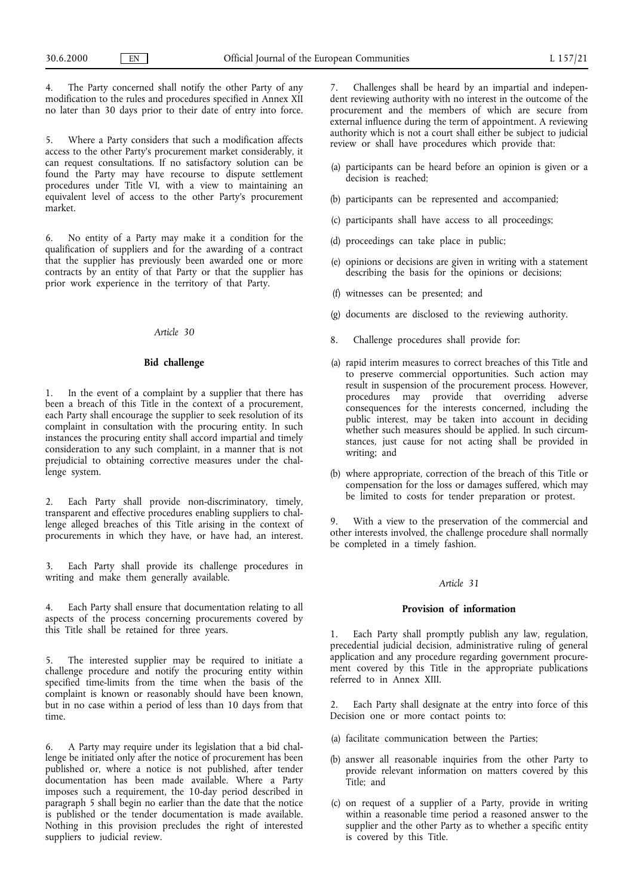4. The Party concerned shall notify the other Party of any modification to the rules and procedures specified in Annex XII no later than 30 days prior to their date of entry into force.

5. Where a Party considers that such a modification affects access to the other Party's procurement market considerably, it can request consultations. If no satisfactory solution can be found the Party may have recourse to dispute settlement procedures under Title VI, with a view to maintaining an equivalent level of access to the other Party's procurement market.

6. No entity of a Party may make it a condition for the qualification of suppliers and for the awarding of a contract that the supplier has previously been awarded one or more contracts by an entity of that Party or that the supplier has prior work experience in the territory of that Party.

*Article 30*

**Bid challenge**

1. In the event of a complaint by a supplier that there has been a breach of this Title in the context of a procurement, each Party shall encourage the supplier to seek resolution of its complaint in consultation with the procuring entity. In such instances the procuring entity shall accord impartial and timely consideration to any such complaint, in a manner that is not prejudicial to obtaining corrective measures under the challenge system.

2. Each Party shall provide non-discriminatory, timely, transparent and effective procedures enabling suppliers to challenge alleged breaches of this Title arising in the context of procurements in which they have, or have had, an interest.

3. Each Party shall provide its challenge procedures in writing and make them generally available.

4. Each Party shall ensure that documentation relating to all aspects of the process concerning procurements covered by this Title shall be retained for three years.

5. The interested supplier may be required to initiate a challenge procedure and notify the procuring entity within specified time-limits from the time when the basis of the complaint is known or reasonably should have been known, but in no case within a period of less than 10 days from that time.

6. A Party may require under its legislation that a bid challenge be initiated only after the notice of procurement has been published or, where a notice is not published, after tender documentation has been made available. Where a Party imposes such a requirement, the 10-day period described in paragraph 5 shall begin no earlier than the date that the notice is published or the tender documentation is made available. Nothing in this provision precludes the right of interested suppliers to judicial review.

7. Challenges shall be heard by an impartial and independent reviewing authority with no interest in the outcome of the procurement and the members of which are secure from external influence during the term of appointment. A reviewing authority which is not a court shall either be subject to judicial review or shall have procedures which provide that:

(a) participants can be heard before an opinion is given or a decision is reached;

(b) participants can be represented and accompanied;

(c) participants shall have access to all proceedings;

(d) proceedings can take place in public;

(e) opinions or decisions are given in writing with a statement describing the basis for the opinions or decisions;

(f) witnesses can be presented; and

(g) documents are disclosed to the reviewing authority.

8. Challenge procedures shall provide for:

(a) rapid interim measures to correct breaches of this Title and to preserve commercial opportunities. Such action may result in suspension of the procurement process. However, procedures may provide that overriding adverse consequences for the interests concerned, including the public interest, may be taken into account in deciding whether such measures should be applied. In such circumstances, just cause for not acting shall be provided in writing; and

(b) where appropriate, correction of the breach of this Title or compensation for the loss or damages suffered, which may be limited to costs for tender preparation or protest.

9. With a view to the preservation of the commercial and other interests involved, the challenge procedure shall normally be completed in a timely fashion.

*Article 31*

**Provision of information**

1. Each Party shall promptly publish any law, regulation, precedential judicial decision, administrative ruling of general application and any procedure regarding government procurement covered by this Title in the appropriate publications referred to in Annex XIII.

2. Each Party shall designate at the entry into force of this Decision one or more contact points to:

(a) facilitate communication between the Parties;

(b) answer all reasonable inquiries from the other Party to provide relevant information on matters covered by this Title; and

(c) on request of a supplier of a Party, provide in writing within a reasonable time period a reasoned answer to the supplier and the other Party as to whether a specific entity is covered by this Title.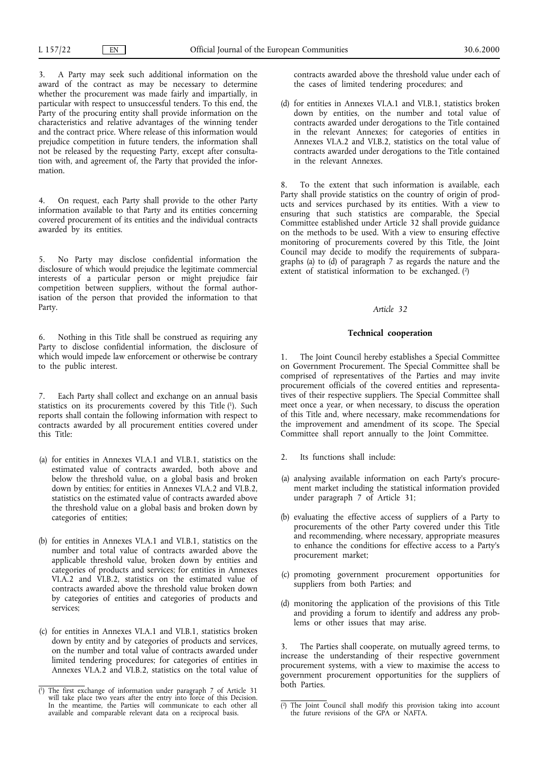3. A Party may seek such additional information on the award of the contract as may be necessary to determine whether the procurement was made fairly and impartially, in particular with respect to unsuccessful tenders. To this end, the Party of the procuring entity shall provide information on the characteristics and relative advantages of the winning tender and the contract price. Where release of this information would prejudice competition in future tenders, the information shall not be released by the requesting Party, except after consultation with, and agreement of, the Party that provided the information.

4. On request, each Party shall provide to the other Party information available to that Party and its entities concerning covered procurement of its entities and the individual contracts awarded by its entities.

5. No Party may disclose confidential information the disclosure of which would prejudice the legitimate commercial interests of a particular person or might prejudice fair competition between suppliers, without the formal authorisation of the person that provided the information to that Party.

6. Nothing in this Title shall be construed as requiring any Party to disclose confidential information, the disclosure of which would impede law enforcement or otherwise be contrary to the public interest.

7. Each Party shall collect and exchange on an annual basis statistics on its procurements covered by this Title [1]. Such reports shall contain the following information with respect to contracts awarded by all procurement entities covered under this Title:

(a) for entities in Annexes VI.A.1 and VI.B.1, statistics on the estimated value of contracts awarded, both above and below the threshold value, on a global basis and broken down by entities; for entities in Annexes VI.A.2 and VI.B.2, statistics on the estimated value of contracts awarded above the threshold value on a global basis and broken down by categories of entities;

(b) for entities in Annexes VI.A.1 and VI.B.1, statistics on the number and total value of contracts awarded above the applicable threshold value, broken down by entities and categories of products and services; for entities in Annexes VI.A.2 and VI.B.2, statistics on the estimated value of contracts awarded above the threshold value broken down by categories of entities and categories of products and services;

(c) for entities in Annexes VI.A.1 and VI.B.1, statistics broken down by entity and by categories of products and services, on the number and total value of contracts awarded under limited tendering procedures; for categories of entities in Annexes VI.A.2 and VI.B.2, statistics on the total value of contracts awarded above the threshold value under each of the cases of limited tendering procedures; and

(d) for entities in Annexes VI.A.1 and VI.B.1, statistics broken down by entities, on the number and total value of contracts awarded under derogations to the Title contained in the relevant Annexes; for categories of entities in Annexes VI.A.2 and VI.B.2, statistics on the total value of contracts awarded under derogations to the Title contained in the relevant Annexes.

8. To the extent that such information is available, each Party shall provide statistics on the country of origin of products and services purchased by its entities. With a view to ensuring that such statistics are comparable, the Special Committee established under Article 32 shall provide guidance on the methods to be used. With a view to ensuring effective monitoring of procurements covered by this Title, the Joint Council may decide to modify the requirements of subparagraphs (a) to (d) of paragraph 7 as regards the nature and the extent of statistical information to be exchanged. [2]

*Article 32*

**Technical cooperation**

1. The Joint Council hereby establishes a Special Committee on Government Procurement. The Special Committee shall be comprised of representatives of the Parties and may invite procurement officials of the covered entities and representatives of their respective suppliers. The Special Committee shall meet once a year, or when necessary, to discuss the operation of this Title and, where necessary, make recommendations for the improvement and amendment of its scope. The Special Committee shall report annually to the Joint Committee.

2. Its functions shall include:

(a) analysing available information on each Party's procurement market including the statistical information provided under paragraph 7 of Article 31;

(b) evaluating the effective access of suppliers of a Party to procurements of the other Party covered under this Title and recommending, where necessary, appropriate measures to enhance the conditions for effective access to a Party's procurement market;

(c) promoting government procurement opportunities for suppliers from both Parties; and

(d) monitoring the application of the provisions of this Title and providing a forum to identify and address any problems or other issues that may arise.

3. The Parties shall cooperate, on mutually agreed terms, to increase the understanding of their respective government procurement systems, with a view to maximise the access to government procurement opportunities for the suppliers of both Parties.

---

[1] The first exchange of information under paragraph 7 of Article 31 will take place two years after the entry into force of this Decision. In the meantime, the Parties will communicate to each other all available and comparable relevant data on a reciprocal basis.

[2] The Joint Council shall modify this provision taking into account the future revisions of the GPA or NAFTA.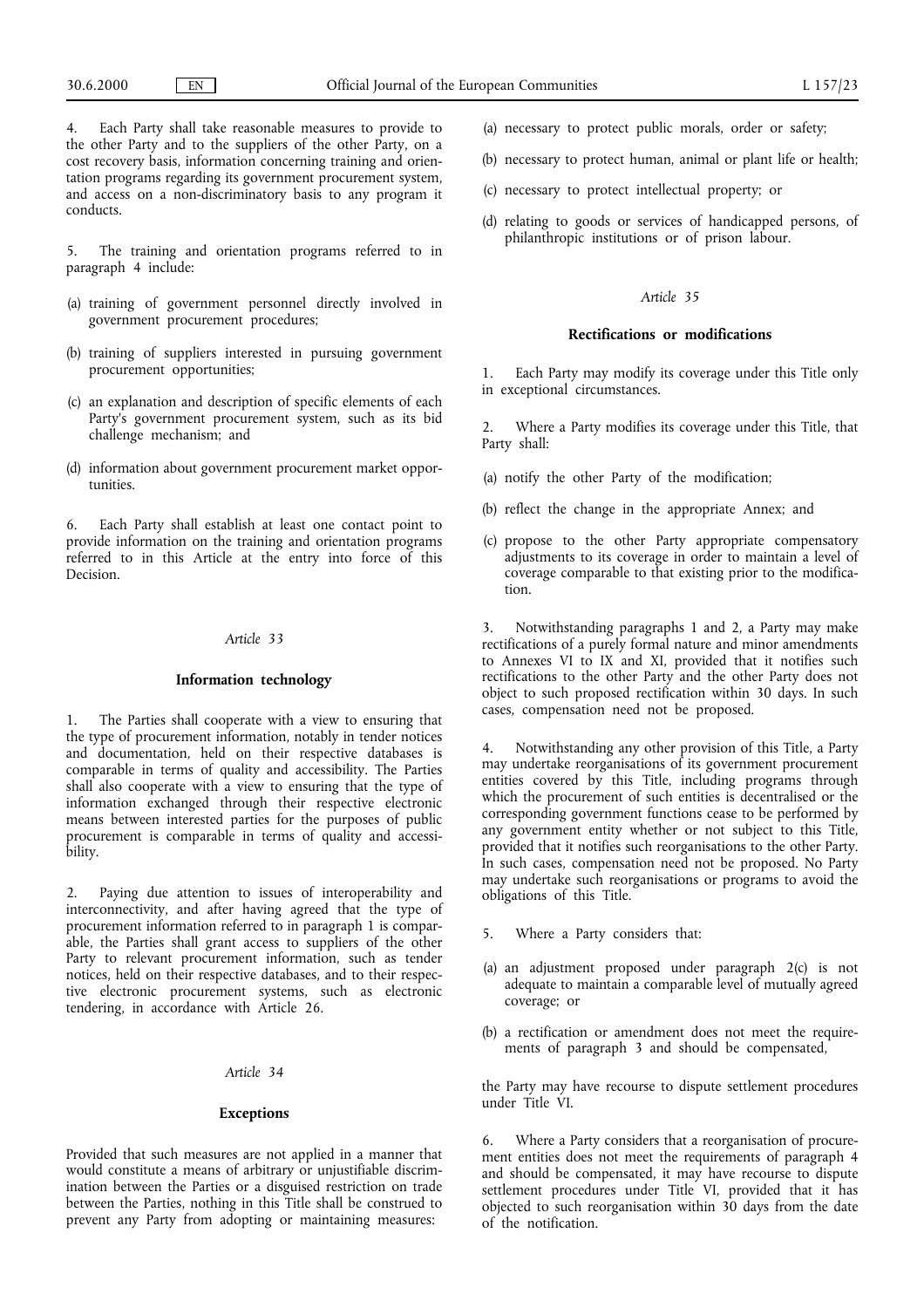4. Each Party shall take reasonable measures to provide to the other Party and to the suppliers of the other Party, on a cost recovery basis, information concerning training and orientation programs regarding its government procurement system, and access on a non-discriminatory basis to any program it conducts.

5. The training and orientation programs referred to in paragraph 4 include:

(a) training of government personnel directly involved in government procurement procedures;

(b) training of suppliers interested in pursuing government procurement opportunities;

(c) an explanation and description of specific elements of each Party's government procurement system, such as its bid challenge mechanism; and

(d) information about government procurement market opportunities.

6. Each Party shall establish at least one contact point to provide information on the training and orientation programs referred to in this Article at the entry into force of this Decision.

*Article 33*

**Information technology**

1. The Parties shall cooperate with a view to ensuring that the type of procurement information, notably in tender notices and documentation, held on their respective databases is comparable in terms of quality and accessibility. The Parties shall also cooperate with a view to ensuring that the type of information exchanged through their respective electronic means between interested parties for the purposes of public procurement is comparable in terms of quality and accessibility.

2. Paying due attention to issues of interoperability and interconnectivity, and after having agreed that the type of procurement information referred to in paragraph 1 is comparable, the Parties shall grant access to suppliers of the other Party to relevant procurement information, such as tender notices, held on their respective databases, and to their respective electronic procurement systems, such as electronic tendering, in accordance with Article 26.

*Article 34*

**Exceptions**

Provided that such measures are not applied in a manner that would constitute a means of arbitrary or unjustifiable discrimination between the Parties or a disguised restriction on trade between the Parties, nothing in this Title shall be construed to prevent any Party from adopting or maintaining measures:

(a) necessary to protect public morals, order or safety;

(b) necessary to protect human, animal or plant life or health;

(c) necessary to protect intellectual property; or

(d) relating to goods or services of handicapped persons, of philanthropic institutions or of prison labour.

*Article 35*

**Rectifications or modifications**

1. Each Party may modify its coverage under this Title only in exceptional circumstances.

2. Where a Party modifies its coverage under this Title, that Party shall:

(a) notify the other Party of the modification;

(b) reflect the change in the appropriate Annex; and

(c) propose to the other Party appropriate compensatory adjustments to its coverage in order to maintain a level of coverage comparable to that existing prior to the modification.

3. Notwithstanding paragraphs 1 and 2, a Party may make rectifications of a purely formal nature and minor amendments to Annexes VI to IX and XI, provided that it notifies such rectifications to the other Party and the other Party does not object to such proposed rectification within 30 days. In such cases, compensation need not be proposed.

4. Notwithstanding any other provision of this Title, a Party may undertake reorganisations of its government procurement entities covered by this Title, including programs through which the procurement of such entities is decentralised or the corresponding government functions cease to be performed by any government entity whether or not subject to this Title, provided that it notifies such reorganisations to the other Party. In such cases, compensation need not be proposed. No Party may undertake such reorganisations or programs to avoid the obligations of this Title.

5. Where a Party considers that:

(a) an adjustment proposed under paragraph 2(c) is not adequate to maintain a comparable level of mutually agreed coverage; or

(b) a rectification or amendment does not meet the requirements of paragraph 3 and should be compensated,

the Party may have recourse to dispute settlement procedures under Title VI.

6. Where a Party considers that a reorganisation of procurement entities does not meet the requirements of paragraph 4 and should be compensated, it may have recourse to dispute settlement procedures under Title VI, provided that it has objected to such reorganisation within 30 days from the date of the notification.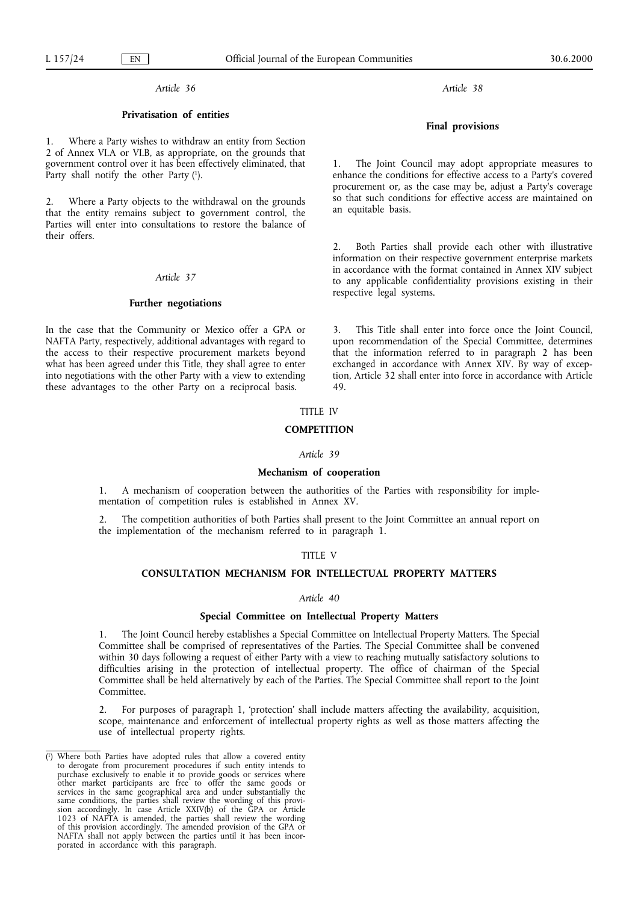*Article 36*

**Privatisation of entities**

1. Where a Party wishes to withdraw an entity from Section 2 of Annex VI.A or VI.B, as appropriate, on the grounds that government control over it has been effectively eliminated, that Party shall notify the other Party [1].

2. Where a Party objects to the withdrawal on the grounds that the entity remains subject to government control, the Parties will enter into consultations to restore the balance of their offers.

*Article 37*

**Further negotiations**

In the case that the Community or Mexico offer a GPA or NAFTA Party, respectively, additional advantages with regard to the access to their respective procurement markets beyond what has been agreed under this Title, they shall agree to enter into negotiations with the other Party with a view to extending these advantages to the other Party on a reciprocal basis.

*Article 38*

**Final provisions**

1. The Joint Council may adopt appropriate measures to enhance the conditions for effective access to a Party's covered procurement or, as the case may be, adjust a Party's coverage so that such conditions for effective access are maintained on an equitable basis.

2. Both Parties shall provide each other with illustrative information on their respective government enterprise markets in accordance with the format contained in Annex XIV subject to any applicable confidentiality provisions existing in their respective legal systems.

3. This Title shall enter into force once the Joint Council, upon recommendation of the Special Committee, determines that the information referred to in paragraph 2 has been exchanged in accordance with Annex XIV. By way of exception, Article 32 shall enter into force in accordance with Article 49.

TITLE IV

**COMPETITION**

*Article 39*

**Mechanism of cooperation**

1. A mechanism of cooperation between the authorities of the Parties with responsibility for implementation of competition rules is established in Annex XV.

2. The competition authorities of both Parties shall present to the Joint Committee an annual report on the implementation of the mechanism referred to in paragraph 1.

TITLE V

**CONSULTATION MECHANISM FOR INTELLECTUAL PROPERTY MATTERS**

*Article 40*

**Special Committee on Intellectual Property Matters**

1. The Joint Council hereby establishes a Special Committee on Intellectual Property Matters. The Special Committee shall be comprised of representatives of the Parties. The Special Committee shall be convened within 30 days following a request of either Party with a view to reaching mutually satisfactory solutions to difficulties arising in the protection of intellectual property. The office of chairman of the Special Committee shall be held alternatively by each of the Parties. The Special Committee shall report to the Joint Committee.

2. For purposes of paragraph 1, 'protection' shall include matters affecting the availability, acquisition, scope, maintenance and enforcement of intellectual property rights as well as those matters affecting the use of intellectual property rights.

---

[1] Where both Parties have adopted rules that allow a covered entity to derogate from procurement procedures if such entity intends to purchase exclusively to enable it to provide goods or services where other market participants are free to offer the same goods or services in the same geographical area and under substantially the same conditions, the parties shall review the wording of this provision accordingly. In case Article XXIV(b) of the GPA or Article 1023 of NAFTA is amended, the parties shall review the wording of this provision accordingly. The amended provision of the GPA or NAFTA shall not apply between the parties until it has been incorporated in accordance with this paragraph.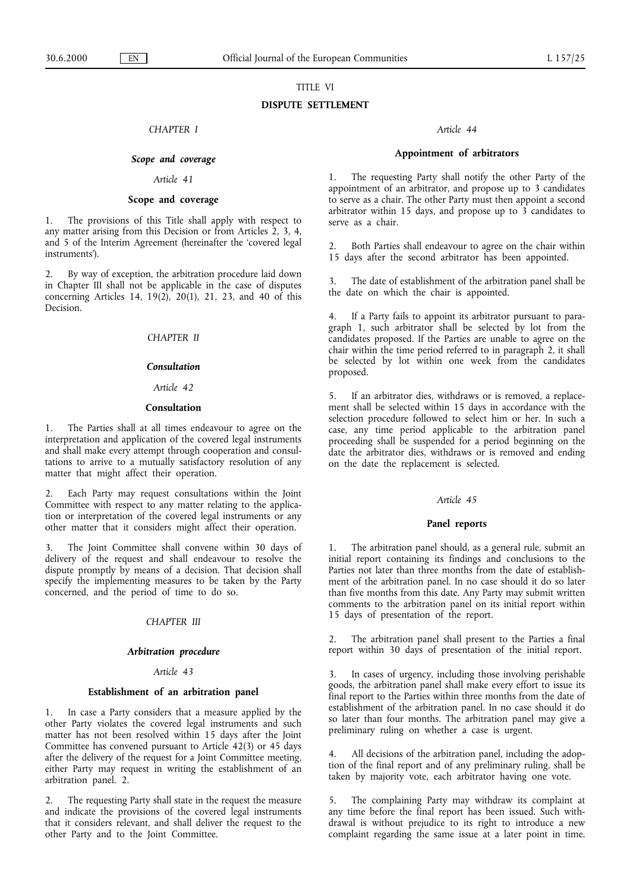# TITLE VI

# DISPUTE SETTLEMENT

## *CHAPTER I*

## ***Scope and coverage***

*Article 41*

### Scope and coverage

1. The provisions of this Title shall apply with respect to any matter arising from this Decision or from Articles 2, 3, 4, and 5 of the Interim Agreement (hereinafter the 'covered legal instruments').

2. By way of exception, the arbitration procedure laid down in Chapter III shall not be applicable in the case of disputes concerning Articles 14, 19(2), 20(1), 21, 23, and 40 of this Decision.

## *CHAPTER II*

## ***Consultation***

*Article 42*

### Consultation

1. The Parties shall at all times endeavour to agree on the interpretation and application of the covered legal instruments and shall make every attempt through cooperation and consultations to arrive to a mutually satisfactory resolution of any matter that might affect their operation.

2. Each Party may request consultations within the Joint Committee with respect to any matter relating to the application or interpretation of the covered legal instruments or any other matter that it considers might affect their operation.

3. The Joint Committee shall convene within 30 days of delivery of the request and shall endeavour to resolve the dispute promptly by means of a decision. That decision shall specify the implementing measures to be taken by the Party concerned, and the period of time to do so.

## *CHAPTER III*

## ***Arbitration procedure***

*Article 43*

### Establishment of an arbitration panel

1. In case a Party considers that a measure applied by the other Party violates the covered legal instruments and such matter has not been resolved within 15 days after the Joint Committee has convened pursuant to Article 42(3) or 45 days after the delivery of the request for a Joint Committee meeting, either Party may request in writing the establishment of an arbitration panel. 2.

2. The requesting Party shall state in the request the measure and indicate the provisions of the covered legal instruments that it considers relevant, and shall deliver the request to the other Party and to the Joint Committee.

*Article 44*

### Appointment of arbitrators

1. The requesting Party shall notify the other Party of the appointment of an arbitrator, and propose up to 3 candidates to serve as a chair. The other Party must then appoint a second arbitrator within 15 days, and propose up to 3 candidates to serve as a chair.

2. Both Parties shall endeavour to agree on the chair within 15 days after the second arbitrator has been appointed.

3. The date of establishment of the arbitration panel shall be the date on which the chair is appointed.

4. If a Party fails to appoint its arbitrator pursuant to paragraph 1, such arbitrator shall be selected by lot from the candidates proposed. If the Parties are unable to agree on the chair within the time period referred to in paragraph 2, it shall be selected by lot within one week from the candidates proposed.

5. If an arbitrator dies, withdraws or is removed, a replacement shall be selected within 15 days in accordance with the selection procedure followed to select him or her. In such a case, any time period applicable to the arbitration panel proceeding shall be suspended for a period beginning on the date the arbitrator dies, withdraws or is removed and ending on the date the replacement is selected.

*Article 45*

### Panel reports

1. The arbitration panel should, as a general rule, submit an initial report containing its findings and conclusions to the Parties not later than three months from the date of establishment of the arbitration panel. In no case should it do so later than five months from this date. Any Party may submit written comments to the arbitration panel on its initial report within 15 days of presentation of the report.

2. The arbitration panel shall present to the Parties a final report within 30 days of presentation of the initial report.

3. In cases of urgency, including those involving perishable goods, the arbitration panel shall make every effort to issue its final report to the Parties within three months from the date of establishment of the arbitration panel. In no case should it do so later than four months. The arbitration panel may give a preliminary ruling on whether a case is urgent.

4. All decisions of the arbitration panel, including the adoption of the final report and of any preliminary ruling, shall be taken by majority vote, each arbitrator having one vote.

5. The complaining Party may withdraw its complaint at any time before the final report has been issued. Such withdrawal is without prejudice to its right to introduce a new complaint regarding the same issue at a later point in time.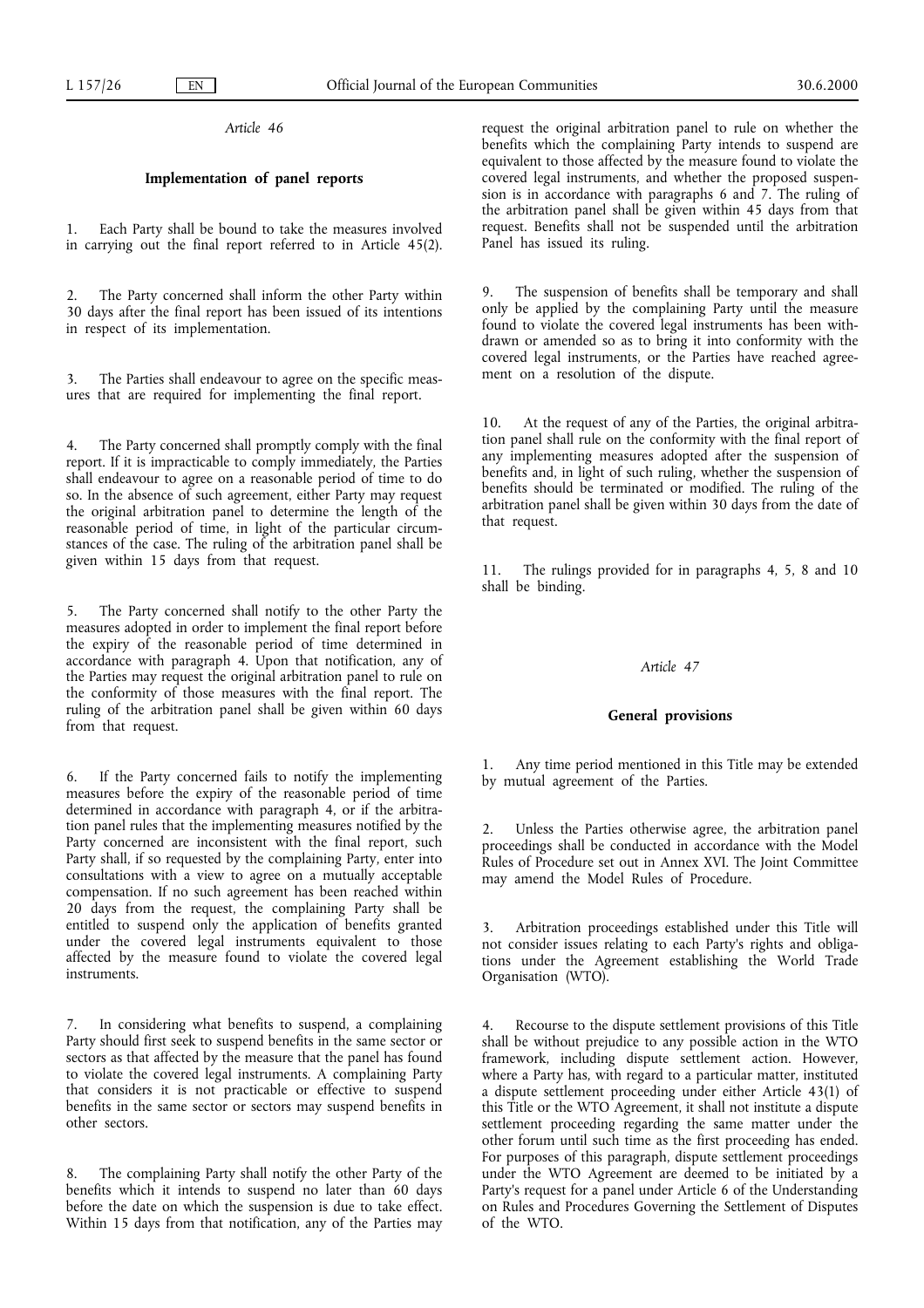*Article 46*

**Implementation of panel reports**

1. Each Party shall be bound to take the measures involved in carrying out the final report referred to in Article 45(2).

2. The Party concerned shall inform the other Party within 30 days after the final report has been issued of its intentions in respect of its implementation.

3. The Parties shall endeavour to agree on the specific measures that are required for implementing the final report.

4. The Party concerned shall promptly comply with the final report. If it is impracticable to comply immediately, the Parties shall endeavour to agree on a reasonable period of time to do so. In the absence of such agreement, either Party may request the original arbitration panel to determine the length of the reasonable period of time, in light of the particular circumstances of the case. The ruling of the arbitration panel shall be given within 15 days from that request.

5. The Party concerned shall notify to the other Party the measures adopted in order to implement the final report before the expiry of the reasonable period of time determined in accordance with paragraph 4. Upon that notification, any of the Parties may request the original arbitration panel to rule on the conformity of those measures with the final report. The ruling of the arbitration panel shall be given within 60 days from that request.

6. If the Party concerned fails to notify the implementing measures before the expiry of the reasonable period of time determined in accordance with paragraph 4, or if the arbitration panel rules that the implementing measures notified by the Party concerned are inconsistent with the final report, such Party shall, if so requested by the complaining Party, enter into consultations with a view to agree on a mutually acceptable compensation. If no such agreement has been reached within 20 days from the request, the complaining Party shall be entitled to suspend only the application of benefits granted under the covered legal instruments equivalent to those affected by the measure found to violate the covered legal instruments.

7. In considering what benefits to suspend, a complaining Party should first seek to suspend benefits in the same sector or sectors as that affected by the measure that the panel has found to violate the covered legal instruments. A complaining Party that considers it is not practicable or effective to suspend benefits in the same sector or sectors may suspend benefits in other sectors.

8. The complaining Party shall notify the other Party of the benefits which it intends to suspend no later than 60 days before the date on which the suspension is due to take effect. Within 15 days from that notification, any of the Parties may request the original arbitration panel to rule on whether the benefits which the complaining Party intends to suspend are equivalent to those affected by the measure found to violate the covered legal instruments, and whether the proposed suspension is in accordance with paragraphs 6 and 7. The ruling of the arbitration panel shall be given within 45 days from that request. Benefits shall not be suspended until the arbitration Panel has issued its ruling.

9. The suspension of benefits shall be temporary and shall only be applied by the complaining Party until the measure found to violate the covered legal instruments has been withdrawn or amended so as to bring it into conformity with the covered legal instruments, or the Parties have reached agreement on a resolution of the dispute.

10. At the request of any of the Parties, the original arbitration panel shall rule on the conformity with the final report of any implementing measures adopted after the suspension of benefits and, in light of such ruling, whether the suspension of benefits should be terminated or modified. The ruling of the arbitration panel shall be given within 30 days from the date of that request.

11. The rulings provided for in paragraphs 4, 5, 8 and 10 shall be binding.

*Article 47*

**General provisions**

1. Any time period mentioned in this Title may be extended by mutual agreement of the Parties.

2. Unless the Parties otherwise agree, the arbitration panel proceedings shall be conducted in accordance with the Model Rules of Procedure set out in Annex XVI. The Joint Committee may amend the Model Rules of Procedure.

3. Arbitration proceedings established under this Title will not consider issues relating to each Party's rights and obligations under the Agreement establishing the World Trade Organisation (WTO).

4. Recourse to the dispute settlement provisions of this Title shall be without prejudice to any possible action in the WTO framework, including dispute settlement action. However, where a Party has, with regard to a particular matter, instituted a dispute settlement proceeding under either Article 43(1) of this Title or the WTO Agreement, it shall not institute a dispute settlement proceeding regarding the same matter under the other forum until such time as the first proceeding has ended. For purposes of this paragraph, dispute settlement proceedings under the WTO Agreement are deemed to be initiated by a Party's request for a panel under Article 6 of the Understanding on Rules and Procedures Governing the Settlement of Disputes of the WTO.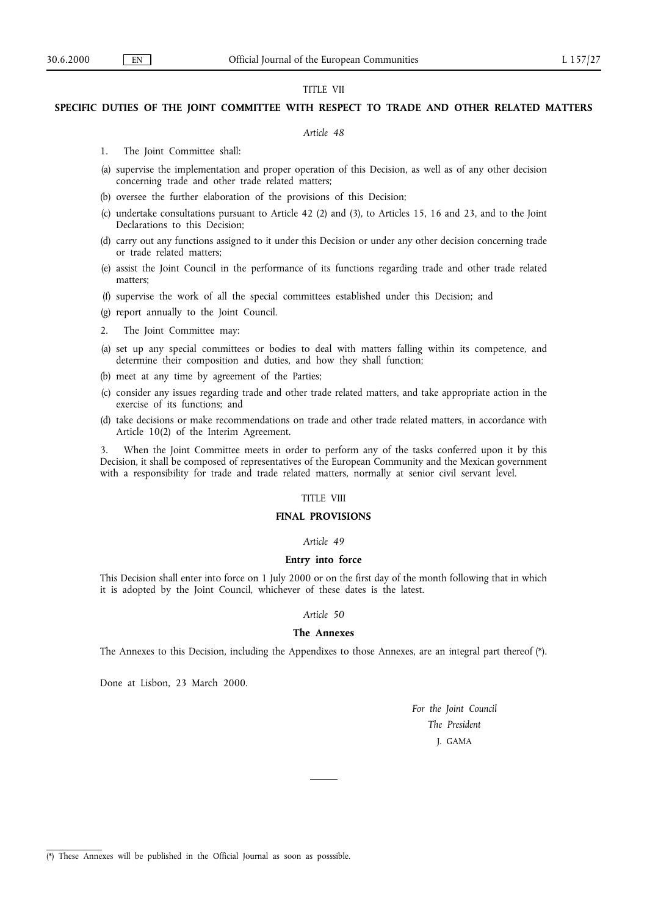## TITLE VII

## SPECIFIC DUTIES OF THE JOINT COMMITTEE WITH RESPECT TO TRADE AND OTHER RELATED MATTERS

*Article 48*

1. The Joint Committee shall:

(a) supervise the implementation and proper operation of this Decision, as well as of any other decision concerning trade and other trade related matters;

(b) oversee the further elaboration of the provisions of this Decision;

(c) undertake consultations pursuant to Article 42 (2) and (3), to Articles 15, 16 and 23, and to the Joint Declarations to this Decision;

(d) carry out any functions assigned to it under this Decision or under any other decision concerning trade or trade related matters;

(e) assist the Joint Council in the performance of its functions regarding trade and other trade related matters;

(f) supervise the work of all the special committees established under this Decision; and

(g) report annually to the Joint Council.

2. The Joint Committee may:

(a) set up any special committees or bodies to deal with matters falling within its competence, and determine their composition and duties, and how they shall function;

(b) meet at any time by agreement of the Parties;

(c) consider any issues regarding trade and other trade related matters, and take appropriate action in the exercise of its functions; and

(d) take decisions or make recommendations on trade and other trade related matters, in accordance with Article 10(2) of the Interim Agreement.

3. When the Joint Committee meets in order to perform any of the tasks conferred upon it by this Decision, it shall be composed of representatives of the European Community and the Mexican government with a responsibility for trade and trade related matters, normally at senior civil servant level.

## TITLE VIII

## FINAL PROVISIONS

*Article 49*

**Entry into force**

This Decision shall enter into force on 1 July 2000 or on the first day of the month following that in which it is adopted by the Joint Council, whichever of these dates is the latest.

*Article 50*

**The Annexes**

The Annexes to this Decision, including the Appendixes to those Annexes, are an integral part thereof (*).

Done at Lisbon, 23 March 2000.

*For the Joint Council*

*The President*

J. GAMA

(*) These Annexes will be published in the Official Journal as soon as posssible.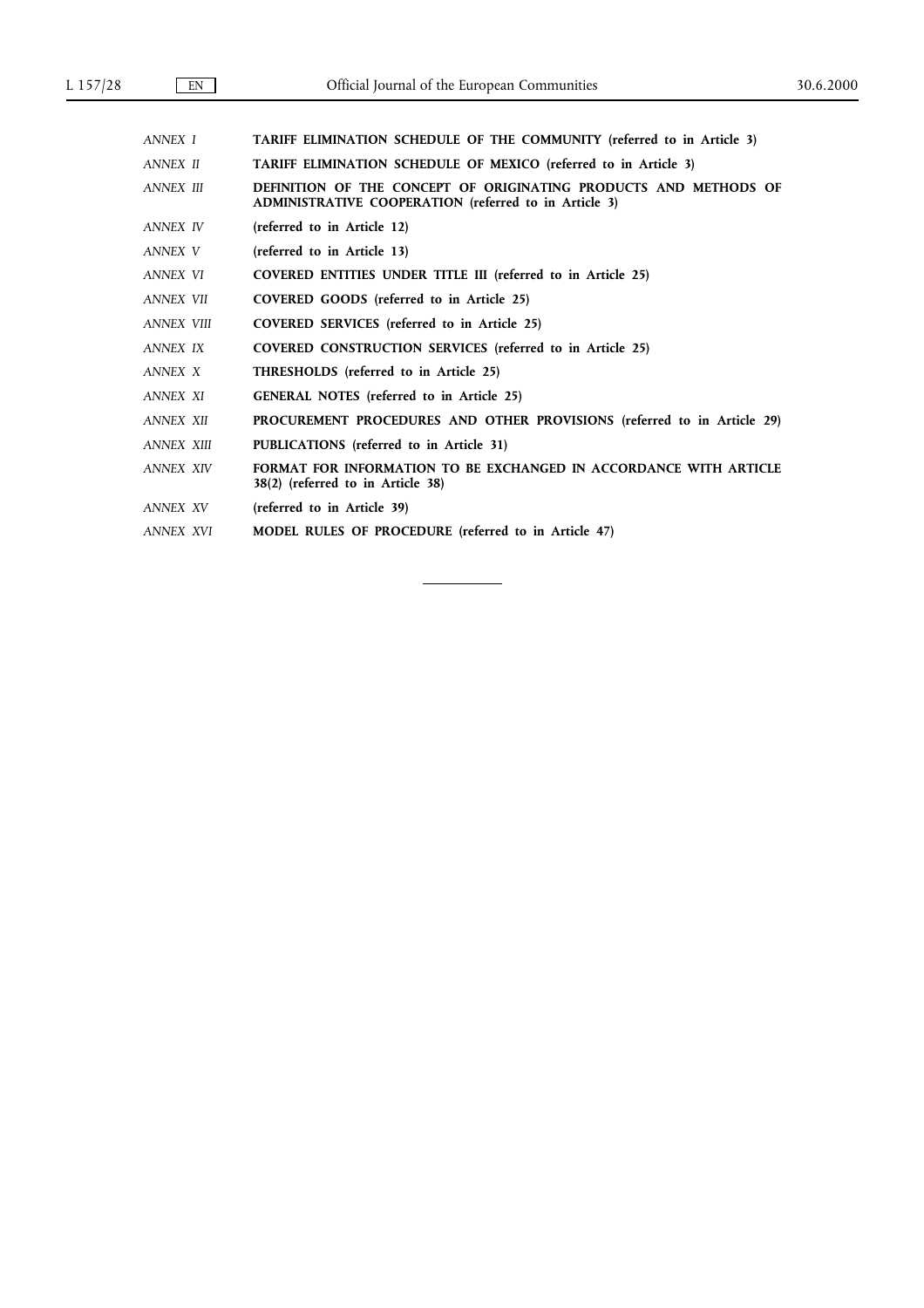| | |
|---|---|
| *ANNEX I* | **TARIFF ELIMINATION SCHEDULE OF THE COMMUNITY (referred to in Article 3)** |
| *ANNEX II* | **TARIFF ELIMINATION SCHEDULE OF MEXICO (referred to in Article 3)** |
| *ANNEX III* | **DEFINITION OF THE CONCEPT OF ORIGINATING PRODUCTS AND METHODS OF ADMINISTRATIVE COOPERATION (referred to in Article 3)** |
| *ANNEX IV* | **(referred to in Article 12)** |
| *ANNEX V* | **(referred to in Article 13)** |
| *ANNEX VI* | **COVERED ENTITIES UNDER TITLE III (referred to in Article 25)** |
| *ANNEX VII* | **COVERED GOODS (referred to in Article 25)** |
| *ANNEX VIII* | **COVERED SERVICES (referred to in Article 25)** |
| *ANNEX IX* | **COVERED CONSTRUCTION SERVICES (referred to in Article 25)** |
| *ANNEX X* | **THRESHOLDS (referred to in Article 25)** |
| *ANNEX XI* | **GENERAL NOTES (referred to in Article 25)** |
| *ANNEX XII* | **PROCUREMENT PROCEDURES AND OTHER PROVISIONS (referred to in Article 29)** |
| *ANNEX XIII* | **PUBLICATIONS (referred to in Article 31)** |
| *ANNEX XIV* | **FORMAT FOR INFORMATION TO BE EXCHANGED IN ACCORDANCE WITH ARTICLE 38(2) (referred to in Article 38)** |
| *ANNEX XV* | **(referred to in Article 39)** |
| *ANNEX XVI* | **MODEL RULES OF PROCEDURE (referred to in Article 47)** |